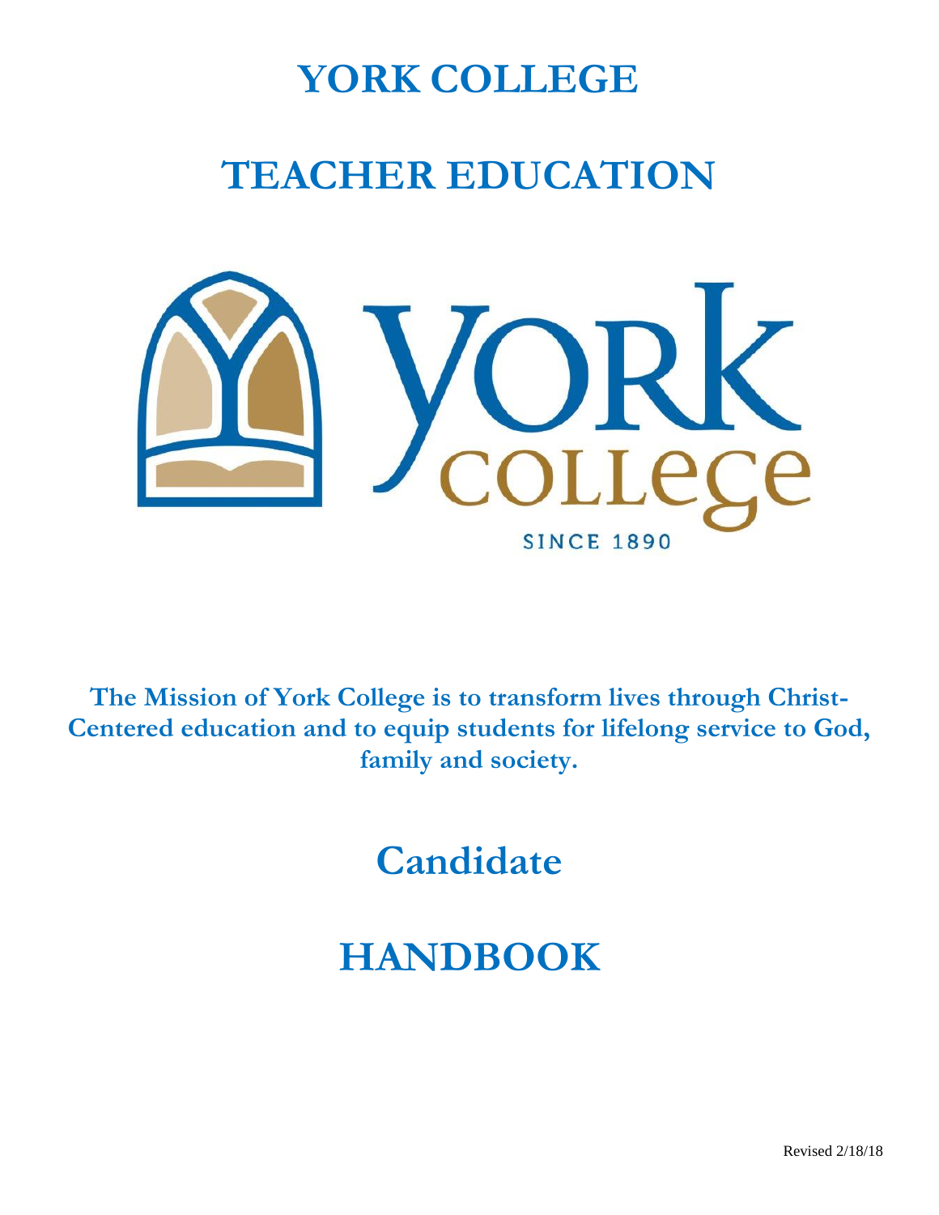# YORK COLLEGE

# TEACHER EDUCATION

**The Mission of York College is to transform lives through Christ-Centered education and to equip students for lifelong service to God, family and society.**

# Candidate

# HANDBOOK

Revised 2/18/18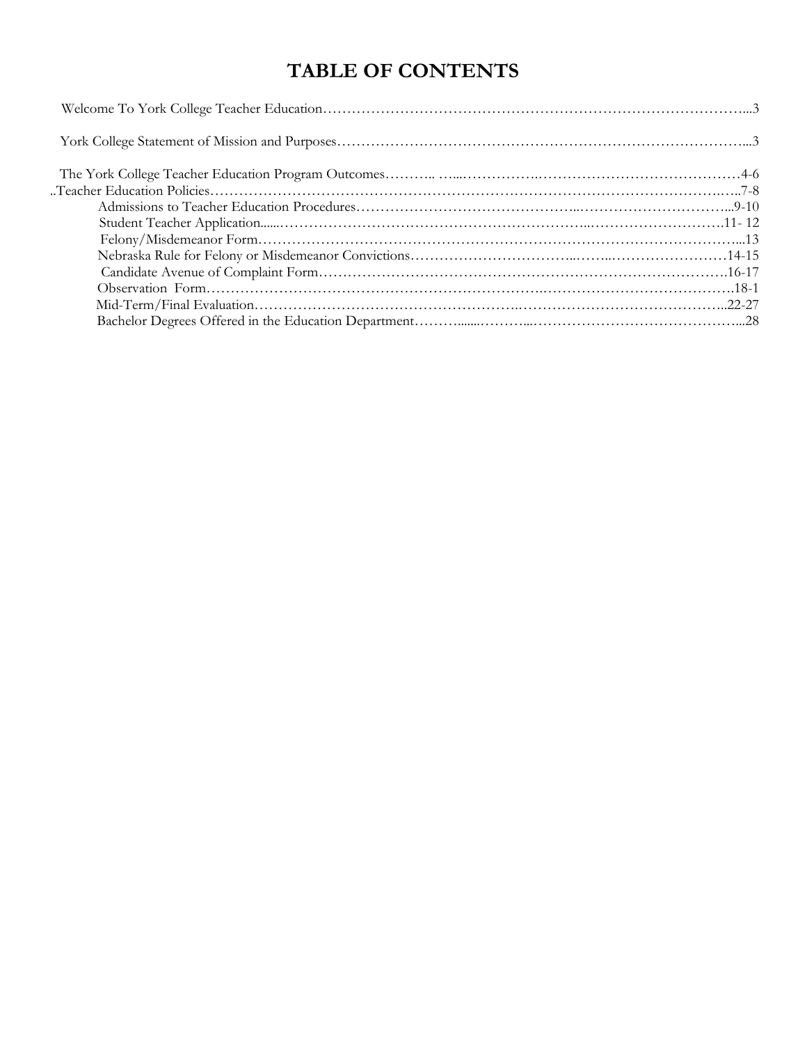# TABLE OF CONTENTS

Welcome To York College Teacher Education…...3

York College Statement of Mission and Purposes…...3

The York College Teacher Education Program Outcomes…4-6

..Teacher Education Policies…7-8

- Admissions to Teacher Education Procedures…...9-10
- Student Teacher Application…11- 12
- Felony/Misdemeanor Form…...13
- Nebraska Rule for Felony or Misdemeanor Convictions…14-15
- Candidate Avenue of Complaint Form…16-17
- Observation Form…18-1
- Mid-Term/Final Evaluation…..22-27
- Bachelor Degrees Offered in the Education Department…...28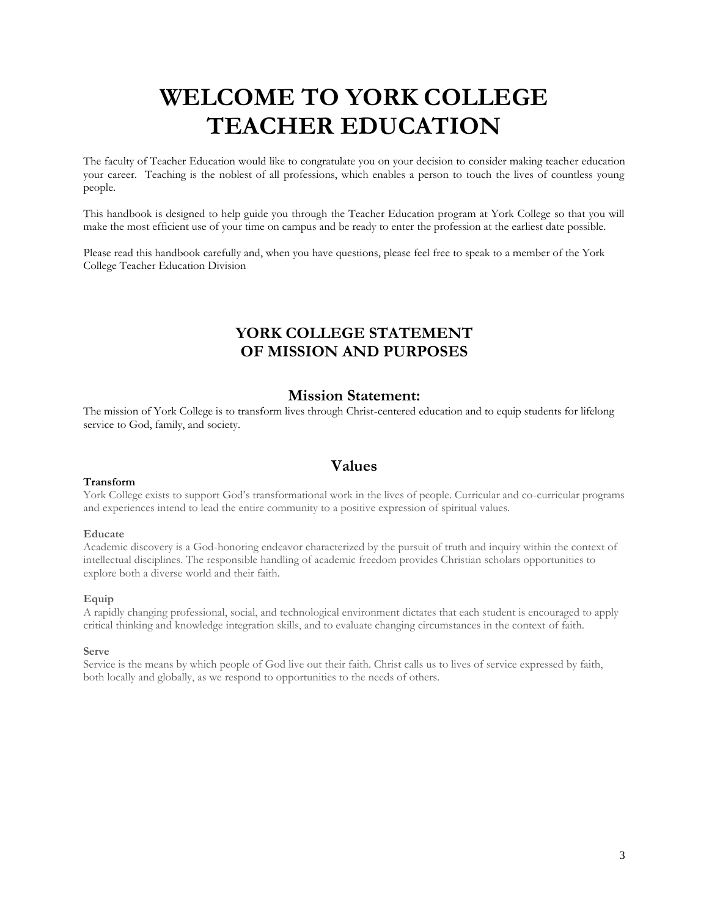# WELCOME TO YORK COLLEGE TEACHER EDUCATION

The faculty of Teacher Education would like to congratulate you on your decision to consider making teacher education your career. Teaching is the noblest of all professions, which enables a person to touch the lives of countless young people.

This handbook is designed to help guide you through the Teacher Education program at York College so that you will make the most efficient use of your time on campus and be ready to enter the profession at the earliest date possible.

Please read this handbook carefully and, when you have questions, please feel free to speak to a member of the York College Teacher Education Division

## YORK COLLEGE STATEMENT OF MISSION AND PURPOSES

### Mission Statement:

The mission of York College is to transform lives through Christ-centered education and to equip students for lifelong service to God, family, and society.

### Values

**Transform**

York College exists to support God's transformational work in the lives of people. Curricular and co-curricular programs and experiences intend to lead the entire community to a positive expression of spiritual values.

**Educate**

Academic discovery is a God-honoring endeavor characterized by the pursuit of truth and inquiry within the context of intellectual disciplines. The responsible handling of academic freedom provides Christian scholars opportunities to explore both a diverse world and their faith.

**Equip**

A rapidly changing professional, social, and technological environment dictates that each student is encouraged to apply critical thinking and knowledge integration skills, and to evaluate changing circumstances in the context of faith.

**Serve**

Service is the means by which people of God live out their faith. Christ calls us to lives of service expressed by faith, both locally and globally, as we respond to opportunities to the needs of others.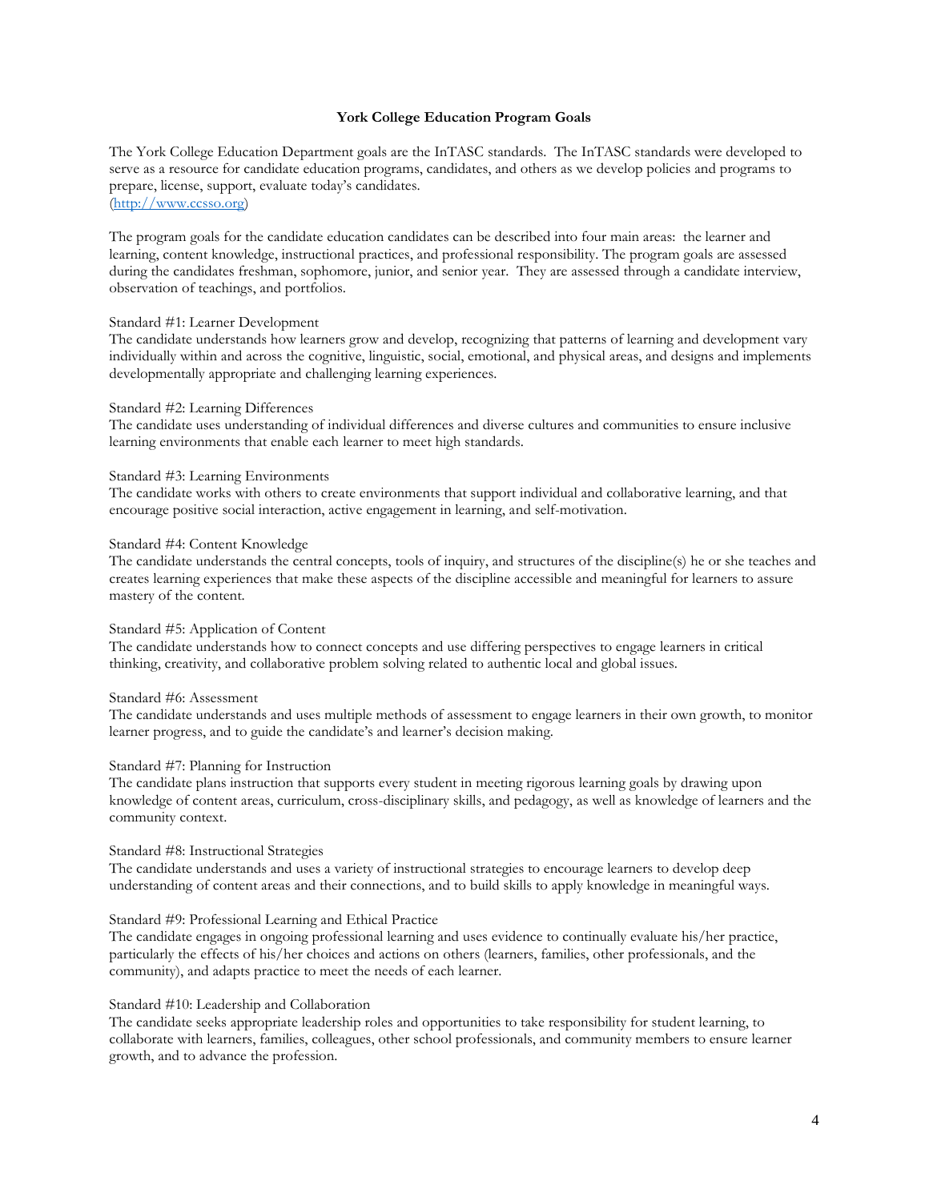## York College Education Program Goals

The York College Education Department goals are the InTASC standards. The InTASC standards were developed to serve as a resource for candidate education programs, candidates, and others as we develop policies and programs to prepare, license, support, evaluate today's candidates.
(http://www.ccsso.org)

The program goals for the candidate education candidates can be described into four main areas: the learner and learning, content knowledge, instructional practices, and professional responsibility. The program goals are assessed during the candidates freshman, sophomore, junior, and senior year. They are assessed through a candidate interview, observation of teachings, and portfolios.

Standard #1: Learner Development
The candidate understands how learners grow and develop, recognizing that patterns of learning and development vary individually within and across the cognitive, linguistic, social, emotional, and physical areas, and designs and implements developmentally appropriate and challenging learning experiences.

Standard #2: Learning Differences
The candidate uses understanding of individual differences and diverse cultures and communities to ensure inclusive learning environments that enable each learner to meet high standards.

Standard #3: Learning Environments
The candidate works with others to create environments that support individual and collaborative learning, and that encourage positive social interaction, active engagement in learning, and self-motivation.

Standard #4: Content Knowledge
The candidate understands the central concepts, tools of inquiry, and structures of the discipline(s) he or she teaches and creates learning experiences that make these aspects of the discipline accessible and meaningful for learners to assure mastery of the content.

Standard #5: Application of Content
The candidate understands how to connect concepts and use differing perspectives to engage learners in critical thinking, creativity, and collaborative problem solving related to authentic local and global issues.

Standard #6: Assessment
The candidate understands and uses multiple methods of assessment to engage learners in their own growth, to monitor learner progress, and to guide the candidate's and learner's decision making.

Standard #7: Planning for Instruction
The candidate plans instruction that supports every student in meeting rigorous learning goals by drawing upon knowledge of content areas, curriculum, cross-disciplinary skills, and pedagogy, as well as knowledge of learners and the community context.

Standard #8: Instructional Strategies
The candidate understands and uses a variety of instructional strategies to encourage learners to develop deep understanding of content areas and their connections, and to build skills to apply knowledge in meaningful ways.

Standard #9: Professional Learning and Ethical Practice
The candidate engages in ongoing professional learning and uses evidence to continually evaluate his/her practice, particularly the effects of his/her choices and actions on others (learners, families, other professionals, and the community), and adapts practice to meet the needs of each learner.

Standard #10: Leadership and Collaboration
The candidate seeks appropriate leadership roles and opportunities to take responsibility for student learning, to collaborate with learners, families, colleagues, other school professionals, and community members to ensure learner growth, and to advance the profession.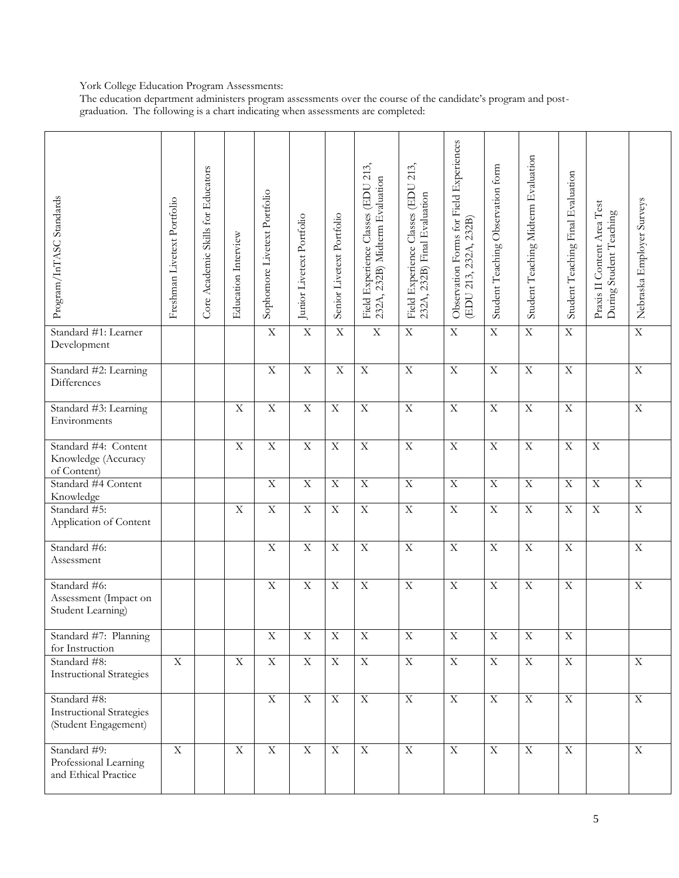York College Education Program Assessments:
The education department administers program assessments over the course of the candidate's program and post-graduation. The following is a chart indicating when assessments are completed:

| Program/InTASC Standards | Freshman Livetext Portfolio | Core Academic Skills for Educators | Education Interview | Sophomore Livetext Portfolio | Junior Livetext Portfolio | Senior Livetext Portfolio | Field Experience Classes (EDU 213, 232A, 232B) Midterm Evaluation | Field Experience Classes (EDU 213, 232A, 232B) Final Evaluation | Observation Forms for Field Experiences (EDU 213, 232A, 232B) | Student Teaching Observation form | Student Teaching Midterm Evaluation | Student Teaching Final Evaluation | Praxis II Content Area Test During Student Teaching | Nebraska Employer Surveys |
|---|---|---|---|---|---|---|---|---|---|---|---|---|---|---|
| Standard #1: Learner Development | | | | X | X | X | X | X | X | X | X | X | | X |
| Standard #2: Learning Differences | | | | X | X | X | X | X | X | X | X | X | | X |
| Standard #3: Learning Environments | | | X | X | X | X | X | X | X | X | X | X | | X |
| Standard #4: Content Knowledge (Accuracy of Content) | | | X | X | X | X | X | X | X | X | X | X | X | |
| Standard #4 Content Knowledge | | | | X | X | X | X | X | X | X | X | X | X | X |
| Standard #5: Application of Content | | | X | X | X | X | X | X | X | X | X | X | X | X |
| Standard #6: Assessment | | | | X | X | X | X | X | X | X | X | X | | X |
| Standard #6: Assessment (Impact on Student Learning) | | | | X | X | X | X | X | X | X | X | X | | X |
| Standard #7: Planning for Instruction | | | | X | X | X | X | X | X | X | X | X | | |
| Standard #8: Instructional Strategies | X | | X | X | X | X | X | X | X | X | X | X | | X |
| Standard #8: Instructional Strategies (Student Engagement) | | | | X | X | X | X | X | X | X | X | X | | X |
| Standard #9: Professional Learning and Ethical Practice | X | | X | X | X | X | X | X | X | X | X | X | | X |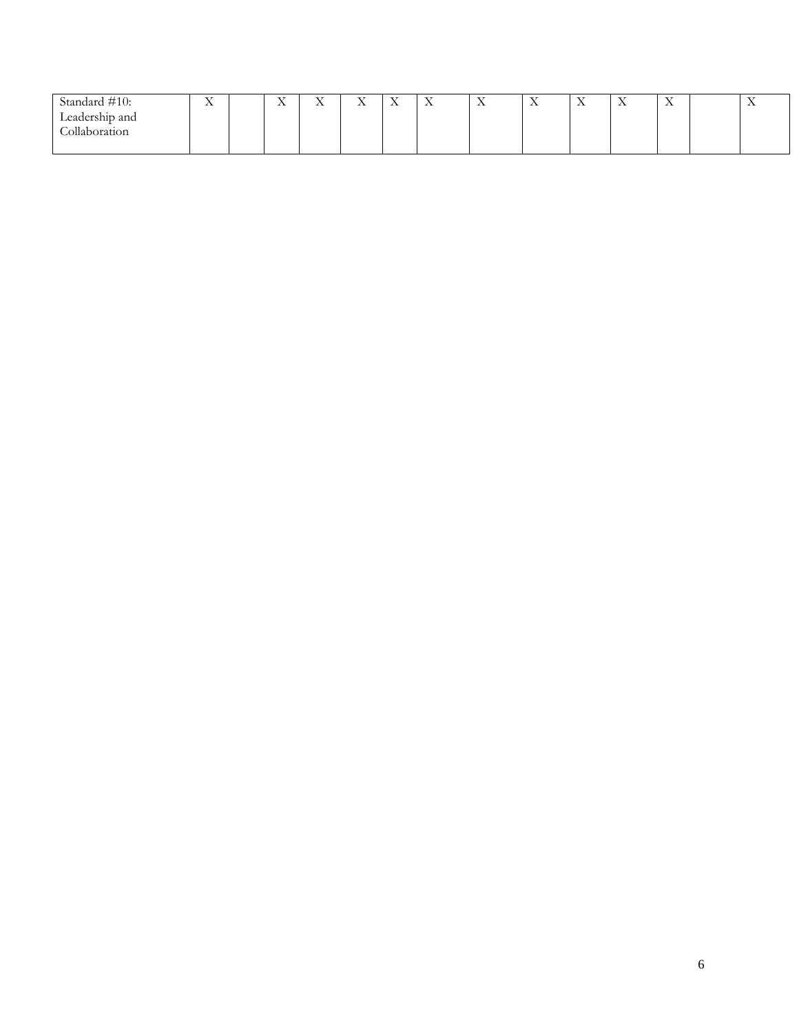| | | | | | | | | | | | | | | |
|---|---|---|---|---|---|---|---|---|---|---|---|---|---|---|
| Standard #10: Leadership and Collaboration | X | | X | X | X | X | X | X | X | X | X | X | | X |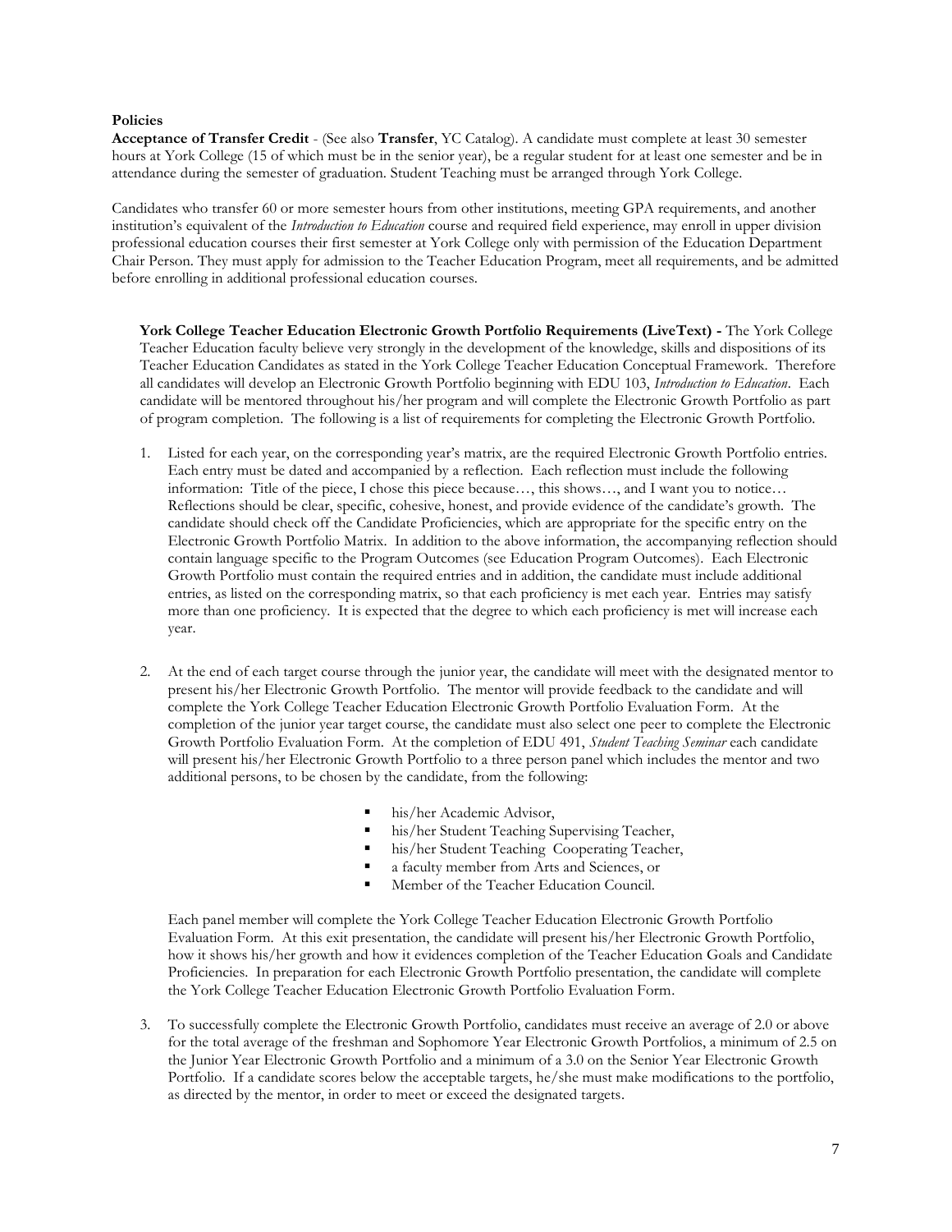**Policies**

**Acceptance of Transfer Credit** - (See also **Transfer**, YC Catalog). A candidate must complete at least 30 semester hours at York College (15 of which must be in the senior year), be a regular student for at least one semester and be in attendance during the semester of graduation. Student Teaching must be arranged through York College.

Candidates who transfer 60 or more semester hours from other institutions, meeting GPA requirements, and another institution's equivalent of the *Introduction to Education* course and required field experience, may enroll in upper division professional education courses their first semester at York College only with permission of the Education Department Chair Person. They must apply for admission to the Teacher Education Program, meet all requirements, and be admitted before enrolling in additional professional education courses.

**York College Teacher Education Electronic Growth Portfolio Requirements (LiveText) -** The York College Teacher Education faculty believe very strongly in the development of the knowledge, skills and dispositions of its Teacher Education Candidates as stated in the York College Teacher Education Conceptual Framework. Therefore all candidates will develop an Electronic Growth Portfolio beginning with EDU 103, *Introduction to Education*. Each candidate will be mentored throughout his/her program and will complete the Electronic Growth Portfolio as part of program completion. The following is a list of requirements for completing the Electronic Growth Portfolio.

1. Listed for each year, on the corresponding year's matrix, are the required Electronic Growth Portfolio entries. Each entry must be dated and accompanied by a reflection. Each reflection must include the following information: Title of the piece, I chose this piece because…, this shows…, and I want you to notice… Reflections should be clear, specific, cohesive, honest, and provide evidence of the candidate's growth. The candidate should check off the Candidate Proficiencies, which are appropriate for the specific entry on the Electronic Growth Portfolio Matrix. In addition to the above information, the accompanying reflection should contain language specific to the Program Outcomes (see Education Program Outcomes). Each Electronic Growth Portfolio must contain the required entries and in addition, the candidate must include additional entries, as listed on the corresponding matrix, so that each proficiency is met each year. Entries may satisfy more than one proficiency. It is expected that the degree to which each proficiency is met will increase each year.

2. At the end of each target course through the junior year, the candidate will meet with the designated mentor to present his/her Electronic Growth Portfolio. The mentor will provide feedback to the candidate and will complete the York College Teacher Education Electronic Growth Portfolio Evaluation Form. At the completion of the junior year target course, the candidate must also select one peer to complete the Electronic Growth Portfolio Evaluation Form. At the completion of EDU 491, *Student Teaching Seminar* each candidate will present his/her Electronic Growth Portfolio to a three person panel which includes the mentor and two additional persons, to be chosen by the candidate, from the following:

   - his/her Academic Advisor,
   - his/her Student Teaching Supervising Teacher,
   - his/her Student Teaching Cooperating Teacher,
   - a faculty member from Arts and Sciences, or
   - Member of the Teacher Education Council.

   Each panel member will complete the York College Teacher Education Electronic Growth Portfolio Evaluation Form. At this exit presentation, the candidate will present his/her Electronic Growth Portfolio, how it shows his/her growth and how it evidences completion of the Teacher Education Goals and Candidate Proficiencies. In preparation for each Electronic Growth Portfolio presentation, the candidate will complete the York College Teacher Education Electronic Growth Portfolio Evaluation Form.

3. To successfully complete the Electronic Growth Portfolio, candidates must receive an average of 2.0 or above for the total average of the freshman and Sophomore Year Electronic Growth Portfolios, a minimum of 2.5 on the Junior Year Electronic Growth Portfolio and a minimum of a 3.0 on the Senior Year Electronic Growth Portfolio. If a candidate scores below the acceptable targets, he/she must make modifications to the portfolio, as directed by the mentor, in order to meet or exceed the designated targets.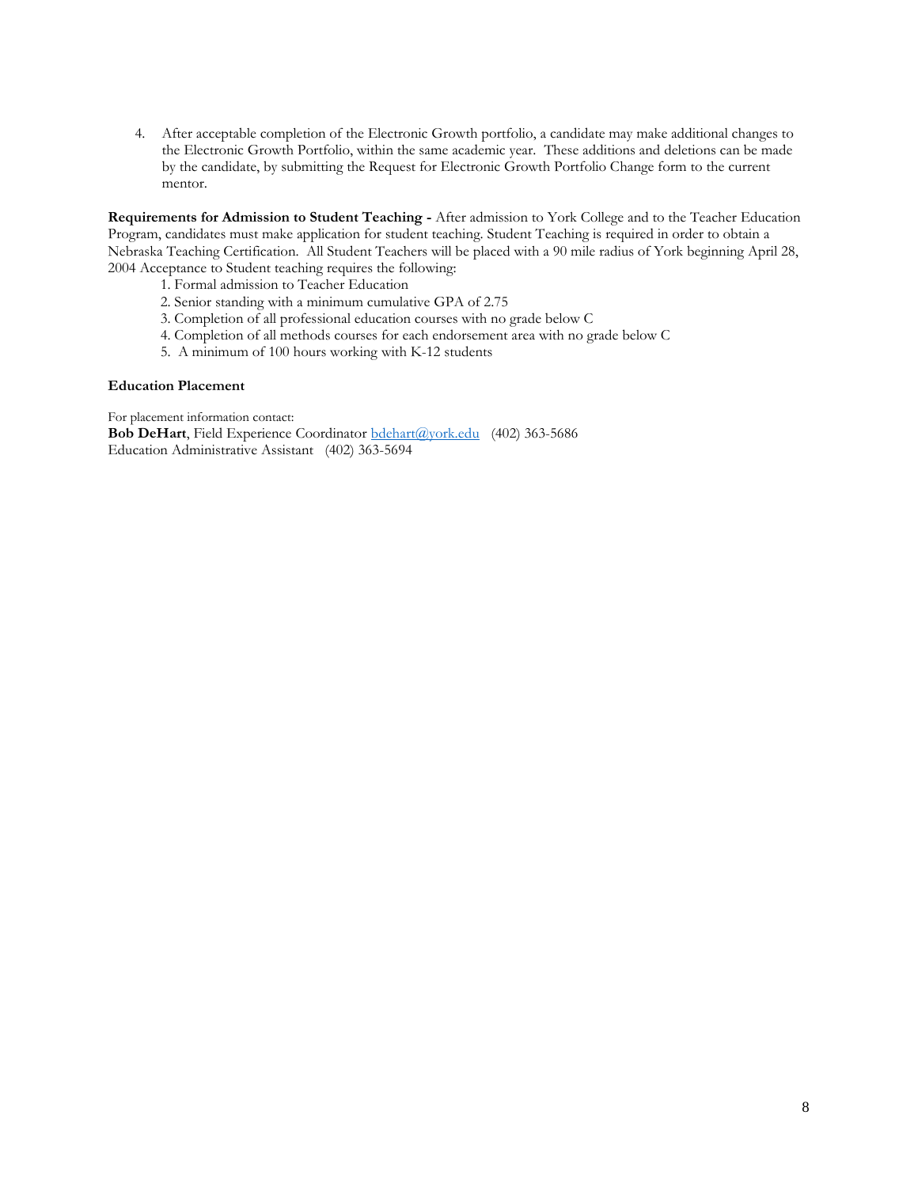4. After acceptable completion of the Electronic Growth portfolio, a candidate may make additional changes to the Electronic Growth Portfolio, within the same academic year. These additions and deletions can be made by the candidate, by submitting the Request for Electronic Growth Portfolio Change form to the current mentor.

**Requirements for Admission to Student Teaching -** After admission to York College and to the Teacher Education Program, candidates must make application for student teaching. Student Teaching is required in order to obtain a Nebraska Teaching Certification. All Student Teachers will be placed with a 90 mile radius of York beginning April 28, 2004 Acceptance to Student teaching requires the following:

1. Formal admission to Teacher Education
2. Senior standing with a minimum cumulative GPA of 2.75
3. Completion of all professional education courses with no grade below C
4. Completion of all methods courses for each endorsement area with no grade below C
5. A minimum of 100 hours working with K-12 students

**Education Placement**

For placement information contact:
**Bob DeHart**, Field Experience Coordinator bdehart@york.edu (402) 363-5686
Education Administrative Assistant (402) 363-5694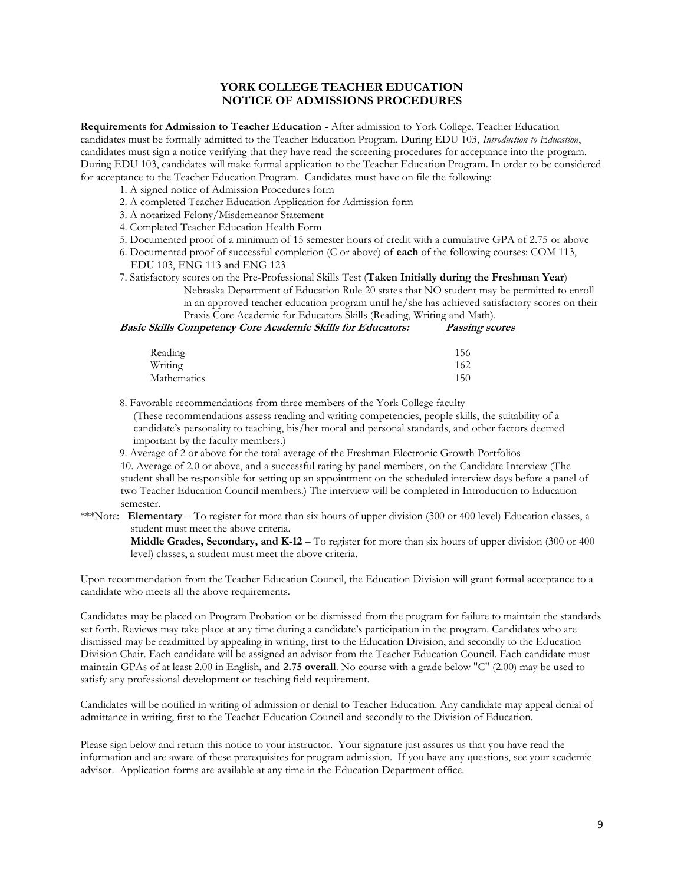# YORK COLLEGE TEACHER EDUCATION
## NOTICE OF ADMISSIONS PROCEDURES

**Requirements for Admission to Teacher Education -** After admission to York College, Teacher Education candidates must be formally admitted to the Teacher Education Program. During EDU 103, *Introduction to Education*, candidates must sign a notice verifying that they have read the screening procedures for acceptance into the program. During EDU 103, candidates will make formal application to the Teacher Education Program. In order to be considered for acceptance to the Teacher Education Program. Candidates must have on file the following:

1. A signed notice of Admission Procedures form
2. A completed Teacher Education Application for Admission form
3. A notarized Felony/Misdemeanor Statement
4. Completed Teacher Education Health Form
5. Documented proof of a minimum of 15 semester hours of credit with a cumulative GPA of 2.75 or above
6. Documented proof of successful completion (C or above) of **each** of the following courses: COM 113, EDU 103, ENG 113 and ENG 123
7. Satisfactory scores on the Pre-Professional Skills Test (**Taken Initially during the Freshman Year**)
   Nebraska Department of Education Rule 20 states that NO student may be permitted to enroll in an approved teacher education program until he/she has achieved satisfactory scores on their Praxis Core Academic for Educators Skills (Reading, Writing and Math).

| ***Basic Skills Competency Core Academic Skills for Educators:*** | ***Passing scores*** |
|---|---|
| Reading | 156 |
| Writing | 162 |
| Mathematics | 150 |

8. Favorable recommendations from three members of the York College faculty
   (These recommendations assess reading and writing competencies, people skills, the suitability of a candidate's personality to teaching, his/her moral and personal standards, and other factors deemed important by the faculty members.)
9. Average of 2 or above for the total average of the Freshman Electronic Growth Portfolios
10. Average of 2.0 or above, and a successful rating by panel members, on the Candidate Interview (The student shall be responsible for setting up an appointment on the scheduled interview days before a panel of two Teacher Education Council members.) The interview will be completed in Introduction to Education semester.

***Note: **Elementary** – To register for more than six hours of upper division (300 or 400 level) Education classes, a student must meet the above criteria.
**Middle Grades, Secondary, and K-12** – To register for more than six hours of upper division (300 or 400 level) classes, a student must meet the above criteria.

Upon recommendation from the Teacher Education Council, the Education Division will grant formal acceptance to a candidate who meets all the above requirements.

Candidates may be placed on Program Probation or be dismissed from the program for failure to maintain the standards set forth. Reviews may take place at any time during a candidate's participation in the program. Candidates who are dismissed may be readmitted by appealing in writing, first to the Education Division, and secondly to the Education Division Chair. Each candidate will be assigned an advisor from the Teacher Education Council. Each candidate must maintain GPAs of at least 2.00 in English, and **2.75 overall**. No course with a grade below "C" (2.00) may be used to satisfy any professional development or teaching field requirement.

Candidates will be notified in writing of admission or denial to Teacher Education. Any candidate may appeal denial of admittance in writing, first to the Teacher Education Council and secondly to the Division of Education.

Please sign below and return this notice to your instructor. Your signature just assures us that you have read the information and are aware of these prerequisites for program admission. If you have any questions, see your academic advisor. Application forms are available at any time in the Education Department office.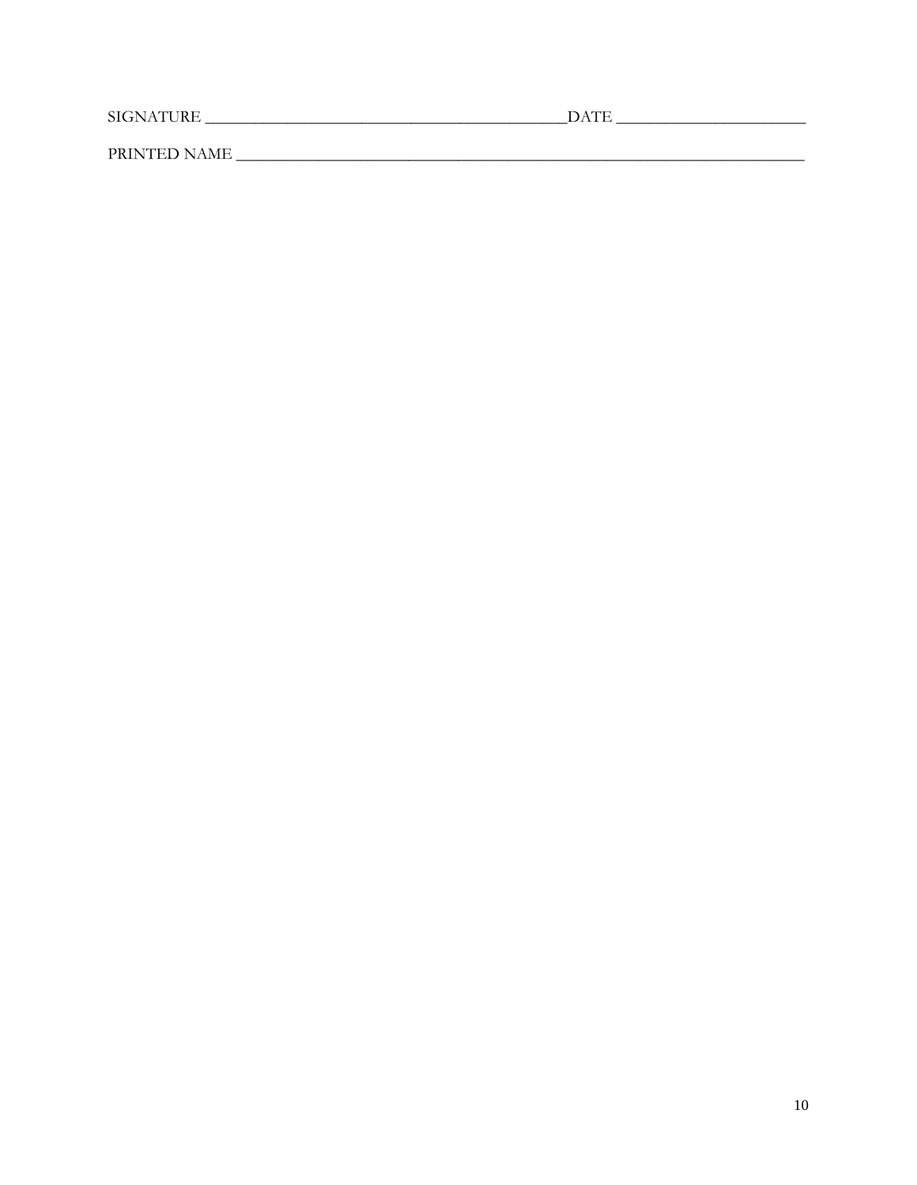SIGNATURE ____________________________________________DATE _______________________

PRINTED NAME ______________________________________________________________________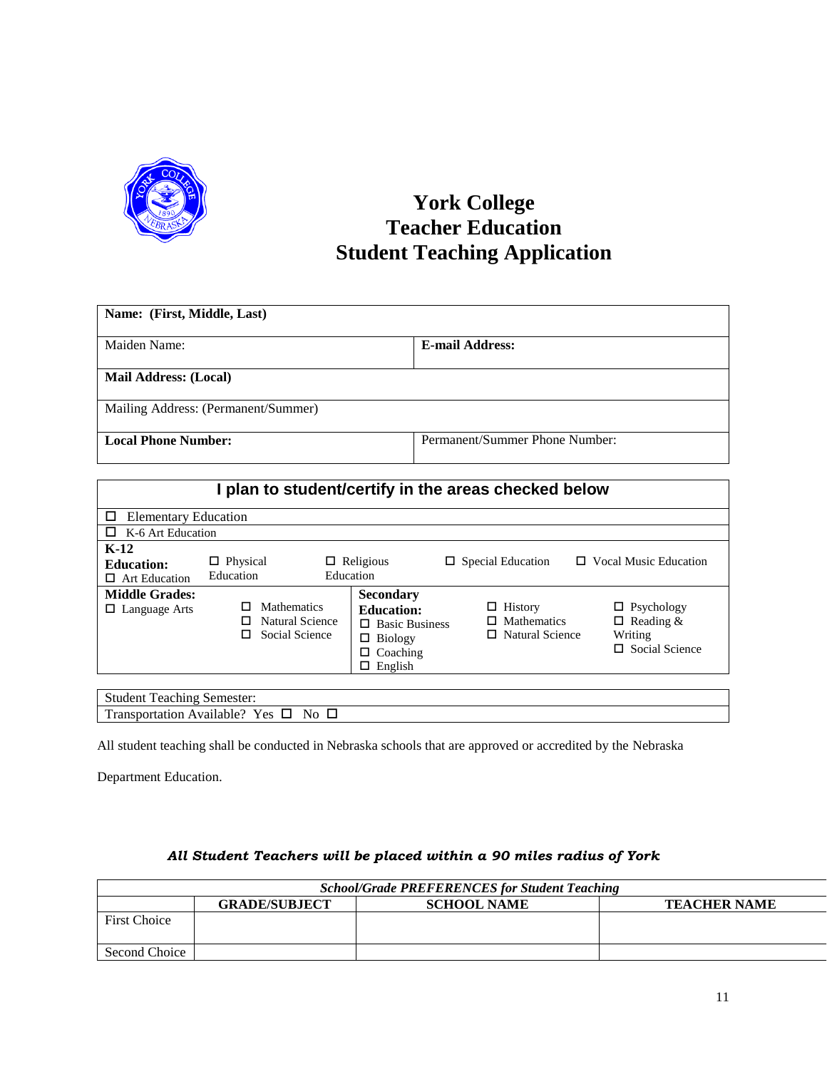# York College
# Teacher Education
# Student Teaching Application

| **Name: (First, Middle, Last)** | |
|---|---|
| Maiden Name: | **E-mail Address:** |
| **Mail Address: (Local)** | |
| Mailing Address: (Permanent/Summer) | |
| **Local Phone Number:** | Permanent/Summer Phone Number: |

## I plan to student/certify in the areas checked below

☐ Elementary Education

☐ K-6 Art Education

**K-12 Education:**
- ☐ Art Education
- ☐ Physical Education
- ☐ Religious Education
- ☐ Special Education
- ☐ Vocal Music Education

**Middle Grades:**
- ☐ Language Arts
- ☐ Mathematics
- ☐ Natural Science
- ☐ Social Science

**Secondary Education:**
- ☐ Basic Business
- ☐ Biology
- ☐ Coaching
- ☐ English
- ☐ History
- ☐ Mathematics
- ☐ Natural Science
- ☐ Psychology
- ☐ Reading & Writing
- ☐ Social Science

Student Teaching Semester:

Transportation Available? Yes ☐ No ☐

All student teaching shall be conducted in Nebraska schools that are approved or accredited by the Nebraska Department Education.

***All Student Teachers will be placed within a 90 miles radius of York***

| *School/Grade PREFERENCES for Student Teaching* | | | |
|---|---|---|---|
| | **GRADE/SUBJECT** | **SCHOOL NAME** | **TEACHER NAME** |
| First Choice | | | |
| Second Choice | | | |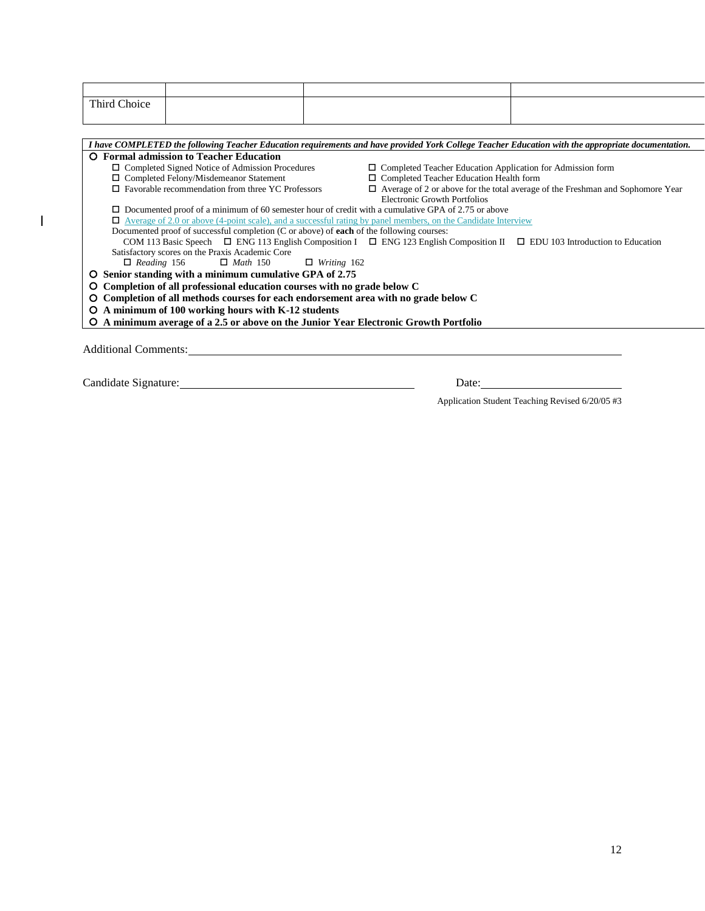| | | | |
|---|---|---|---|
| | | | |
| Third Choice | | | |

*I have COMPLETED the following Teacher Education requirements and have provided York College Teacher Education with the appropriate documentation.*

- **Formal admission to Teacher Education**
  - ☐ Completed Signed Notice of Admission Procedures
  - ☐ Completed Teacher Education Application for Admission form
  - ☐ Completed Felony/Misdemeanor Statement
  - ☐ Completed Teacher Education Health form
  - ☐ Favorable recommendation from three YC Professors
  - ☐ Average of 2 or above for the total average of the Freshman and Sophomore Year Electronic Growth Portfolios
  - ☐ Documented proof of a minimum of 60 semester hour of credit with a cumulative GPA of 2.75 or above
  - ☐ Average of 2.0 or above (4-point scale), and a successful rating by panel members, on the Candidate Interview
  - Documented proof of successful completion (C or above) of **each** of the following courses:
    - COM 113 Basic Speech ☐ ENG 113 English Composition I ☐ ENG 123 English Composition II ☐ EDU 103 Introduction to Education
  - Satisfactory scores on the Praxis Academic Core
    - ☐ *Reading* 156 ☐ *Math* 150 ☐ *Writing* 162
- **Senior standing with a minimum cumulative GPA of 2.75**
- **Completion of all professional education courses with no grade below C**
- **Completion of all methods courses for each endorsement area with no grade below C**
- **A minimum of 100 working hours with K-12 students**
- **A minimum average of a 2.5 or above on the Junior Year Electronic Growth Portfolio**

Additional Comments: ____________________________________________

Candidate Signature: ______________________________ Date: ____________________

Application Student Teaching Revised 6/20/05 #3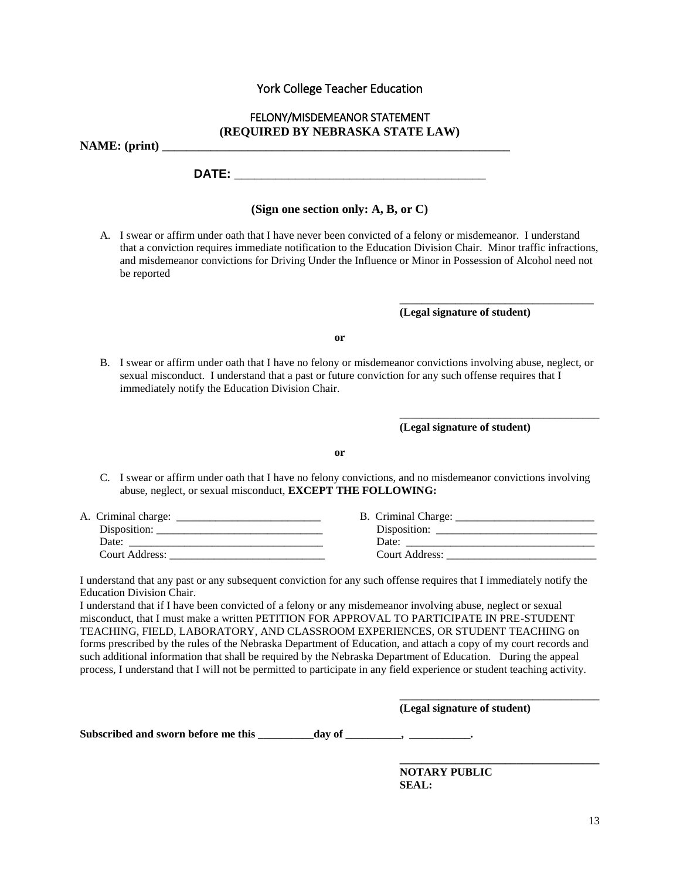## York College Teacher Education

### FELONY/MISDEMEANOR STATEMENT
### (REQUIRED BY NEBRASKA STATE LAW)

**NAME: (print) ___________________________________________________________**

**DATE:** ________________________________________

**(Sign one section only: A, B, or C)**

A. I swear or affirm under oath that I have never been convicted of a felony or misdemeanor. I understand that a conviction requires immediate notification to the Education Division Chair. Minor traffic infractions, and misdemeanor convictions for Driving Under the Influence or Minor in Possession of Alcohol need not be reported

___________________________________
**(Legal signature of student)**

**or**

B. I swear or affirm under oath that I have no felony or misdemeanor convictions involving abuse, neglect, or sexual misconduct. I understand that a past or future conviction for any such offense requires that I immediately notify the Education Division Chair.

___________________________________
**(Legal signature of student)**

**or**

C. I swear or affirm under oath that I have no felony convictions, and no misdemeanor convictions involving abuse, neglect, or sexual misconduct, **EXCEPT THE FOLLOWING:**

A. Criminal charge: __________________________
Disposition: ______________________________
Date: ___________________________________
Court Address: ____________________________

B. Criminal Charge: _________________________
Disposition: _____________________________
Date: __________________________________
Court Address: ___________________________

I understand that any past or any subsequent conviction for any such offense requires that I immediately notify the Education Division Chair.
I understand that if I have been convicted of a felony or any misdemeanor involving abuse, neglect or sexual misconduct, that I must make a written PETITION FOR APPROVAL TO PARTICIPATE IN PRE-STUDENT TEACHING, FIELD, LABORATORY, AND CLASSROOM EXPERIENCES, OR STUDENT TEACHING on forms prescribed by the rules of the Nebraska Department of Education, and attach a copy of my court records and such additional information that shall be required by the Nebraska Department of Education. During the appeal process, I understand that I will not be permitted to participate in any field experience or student teaching activity.

___________________________________
**(Legal signature of student)**

**Subscribed and sworn before me this __________day of __________, ___________.**

___________________________________
**NOTARY PUBLIC**
**SEAL:**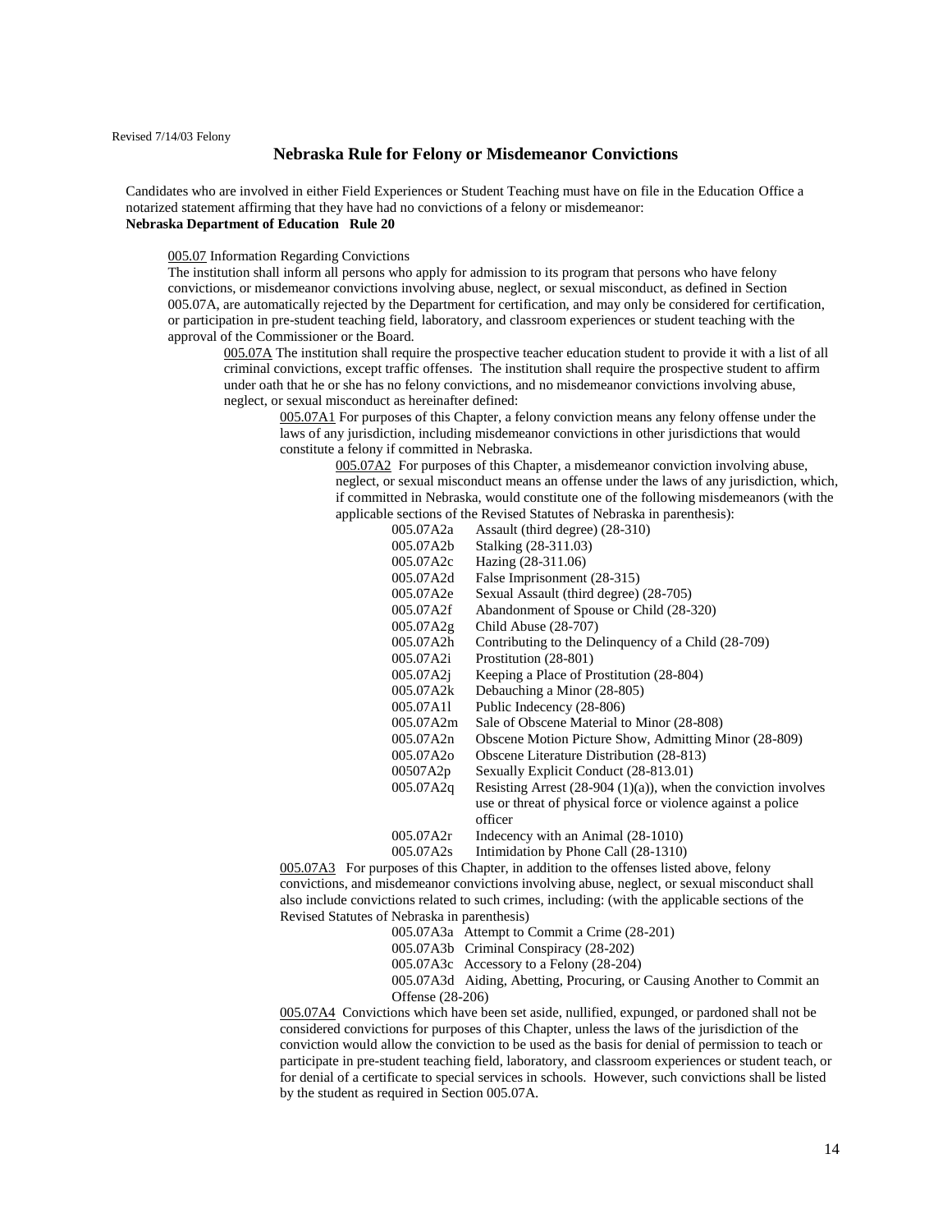Revised 7/14/03 Felony

## Nebraska Rule for Felony or Misdemeanor Convictions

Candidates who are involved in either Field Experiences or Student Teaching must have on file in the Education Office a notarized statement affirming that they have had no convictions of a felony or misdemeanor:
**Nebraska Department of Education Rule 20**

005.07 Information Regarding Convictions
The institution shall inform all persons who apply for admission to its program that persons who have felony convictions, or misdemeanor convictions involving abuse, neglect, or sexual misconduct, as defined in Section 005.07A, are automatically rejected by the Department for certification, and may only be considered for certification, or participation in pre-student teaching field, laboratory, and classroom experiences or student teaching with the approval of the Commissioner or the Board.

005.07A The institution shall require the prospective teacher education student to provide it with a list of all criminal convictions, except traffic offenses. The institution shall require the prospective student to affirm under oath that he or she has no felony convictions, and no misdemeanor convictions involving abuse, neglect, or sexual misconduct as hereinafter defined:

005.07A1 For purposes of this Chapter, a felony conviction means any felony offense under the laws of any jurisdiction, including misdemeanor convictions in other jurisdictions that would constitute a felony if committed in Nebraska.

005.07A2 For purposes of this Chapter, a misdemeanor conviction involving abuse, neglect, or sexual misconduct means an offense under the laws of any jurisdiction, which, if committed in Nebraska, would constitute one of the following misdemeanors (with the applicable sections of the Revised Statutes of Nebraska in parenthesis):

- 005.07A2a Assault (third degree) (28-310)
- 005.07A2b Stalking (28-311.03)
- 005.07A2c Hazing (28-311.06)
- 005.07A2d False Imprisonment (28-315)
- 005.07A2e Sexual Assault (third degree) (28-705)
- 005.07A2f Abandonment of Spouse or Child (28-320)
- 005.07A2g Child Abuse (28-707)
- 005.07A2h Contributing to the Delinquency of a Child (28-709)
- 005.07A2i Prostitution (28-801)
- 005.07A2j Keeping a Place of Prostitution (28-804)
- 005.07A2k Debauching a Minor (28-805)
- 005.07A1l Public Indecency (28-806)
- 005.07A2m Sale of Obscene Material to Minor (28-808)
- 005.07A2n Obscene Motion Picture Show, Admitting Minor (28-809)
- 005.07A2o Obscene Literature Distribution (28-813)
- 00507A2p Sexually Explicit Conduct (28-813.01)
- 005.07A2q Resisting Arrest (28-904 (1)(a)), when the conviction involves use or threat of physical force or violence against a police officer
- 005.07A2r Indecency with an Animal (28-1010)
- 005.07A2s Intimidation by Phone Call (28-1310)

005.07A3 For purposes of this Chapter, in addition to the offenses listed above, felony convictions, and misdemeanor convictions involving abuse, neglect, or sexual misconduct shall also include convictions related to such crimes, including: (with the applicable sections of the Revised Statutes of Nebraska in parenthesis)

- 005.07A3a Attempt to Commit a Crime (28-201)
- 005.07A3b Criminal Conspiracy (28-202)
- 005.07A3c Accessory to a Felony (28-204)
- 005.07A3d Aiding, Abetting, Procuring, or Causing Another to Commit an Offense (28-206)

005.07A4 Convictions which have been set aside, nullified, expunged, or pardoned shall not be considered convictions for purposes of this Chapter, unless the laws of the jurisdiction of the conviction would allow the conviction to be used as the basis for denial of permission to teach or participate in pre-student teaching field, laboratory, and classroom experiences or student teach, or for denial of a certificate to special services in schools. However, such convictions shall be listed by the student as required in Section 005.07A.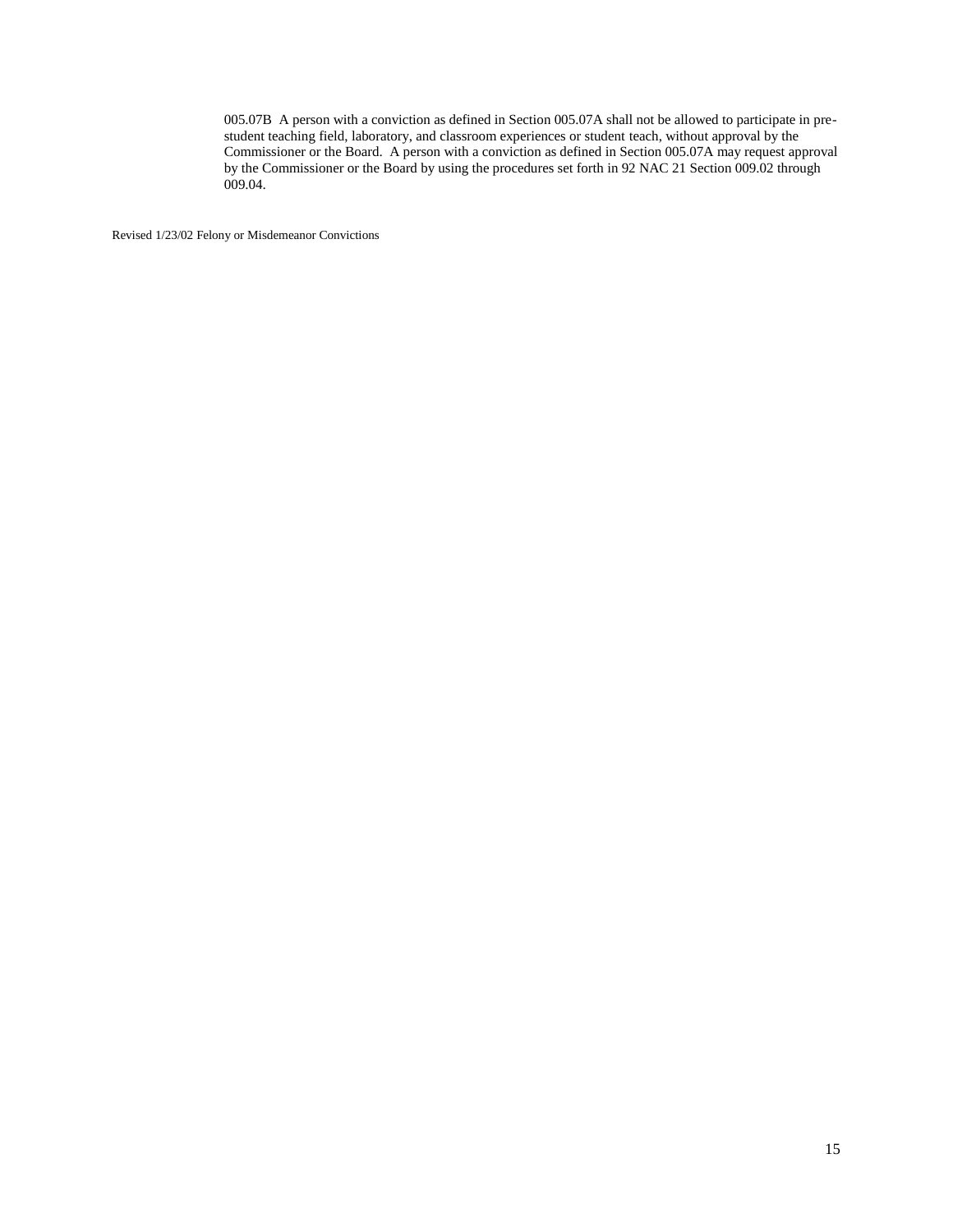005.07B A person with a conviction as defined in Section 005.07A shall not be allowed to participate in pre-student teaching field, laboratory, and classroom experiences or student teach, without approval by the Commissioner or the Board. A person with a conviction as defined in Section 005.07A may request approval by the Commissioner or the Board by using the procedures set forth in 92 NAC 21 Section 009.02 through 009.04.

Revised 1/23/02 Felony or Misdemeanor Convictions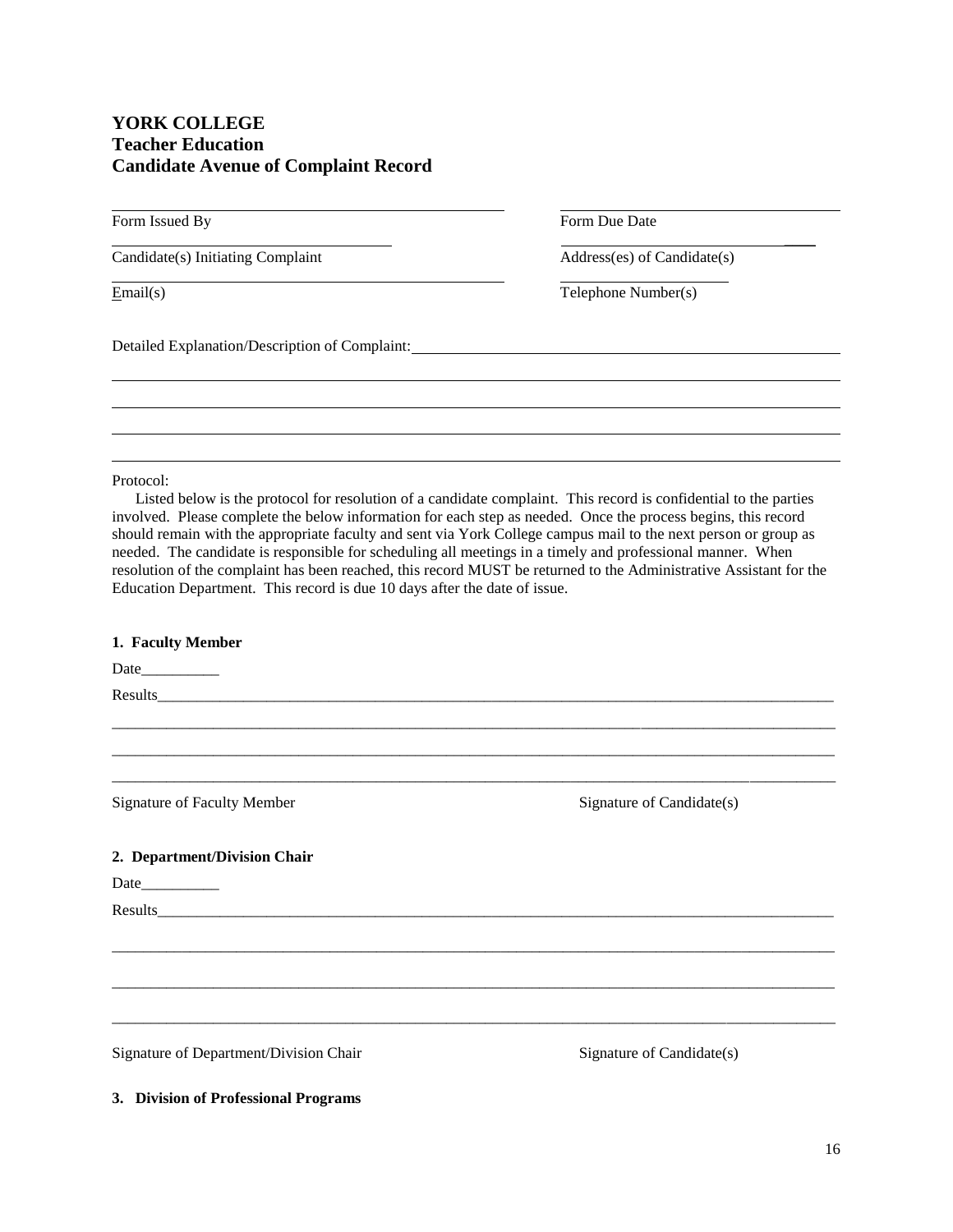**YORK COLLEGE**
**Teacher Education**
**Candidate Avenue of Complaint Record**

Form Issued By ____________________ Form Due Date ____________________

Candidate(s) Initiating Complaint ____________________ Address(es) of Candidate(s) ____________________

Email(s) ____________________ Telephone Number(s) ____________________

Detailed Explanation/Description of Complaint: ________________________________________

________________________________________

________________________________________

________________________________________

________________________________________

Protocol:

Listed below is the protocol for resolution of a candidate complaint. This record is confidential to the parties involved. Please complete the below information for each step as needed. Once the process begins, this record should remain with the appropriate faculty and sent via York College campus mail to the next person or group as needed. The candidate is responsible for scheduling all meetings in a timely and professional manner. When resolution of the complaint has been reached, this record MUST be returned to the Administrative Assistant for the Education Department. This record is due 10 days after the date of issue.

**1. Faculty Member**

Date__________

Results________________________________________

________________________________________

________________________________________

________________________________________

Signature of Faculty Member Signature of Candidate(s)

**2. Department/Division Chair**

Date__________

Results________________________________________

________________________________________

________________________________________

________________________________________

Signature of Department/Division Chair Signature of Candidate(s)

**3. Division of Professional Programs**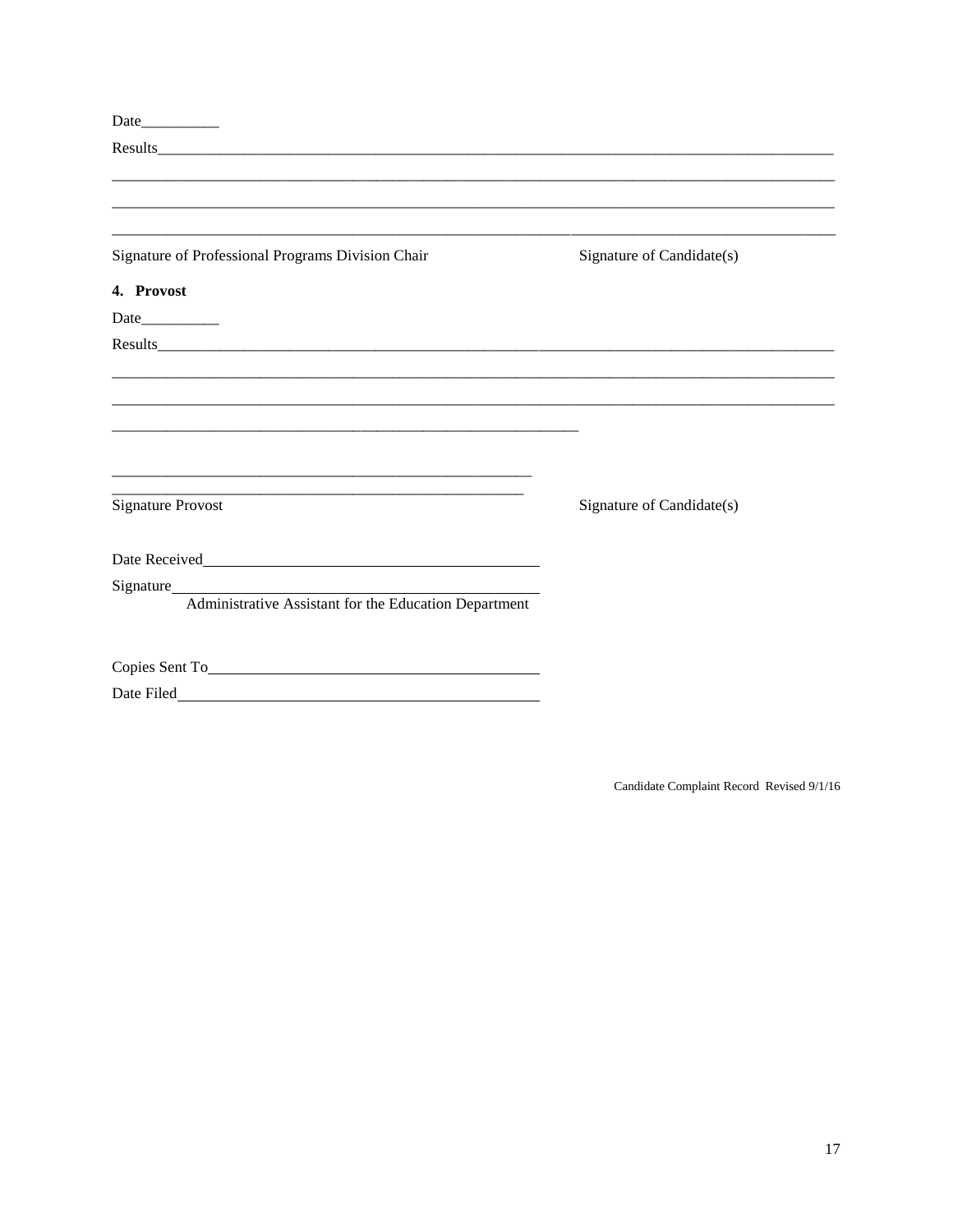Date__________

Results_______________________________________________________________________________________

_____________________________________________________________________________________________

_____________________________________________________________________________________________

_____________________________________________________________________________________________

Signature of Professional Programs Division Chair                    Signature of Candidate(s)

**4. Provost**

Date__________

Results_______________________________________________________________________________________

_____________________________________________________________________________________________

_____________________________________________________________________________________________

_____________________________________________________________

_____________________________________________________

_____________________________________________________

Signature Provost                    Signature of Candidate(s)

Date Received_____________________________________________

Signature_________________________________________________
Administrative Assistant for the Education Department

Copies Sent To____________________________________________

Date Filed________________________________________________

Candidate Complaint Record Revised 9/1/16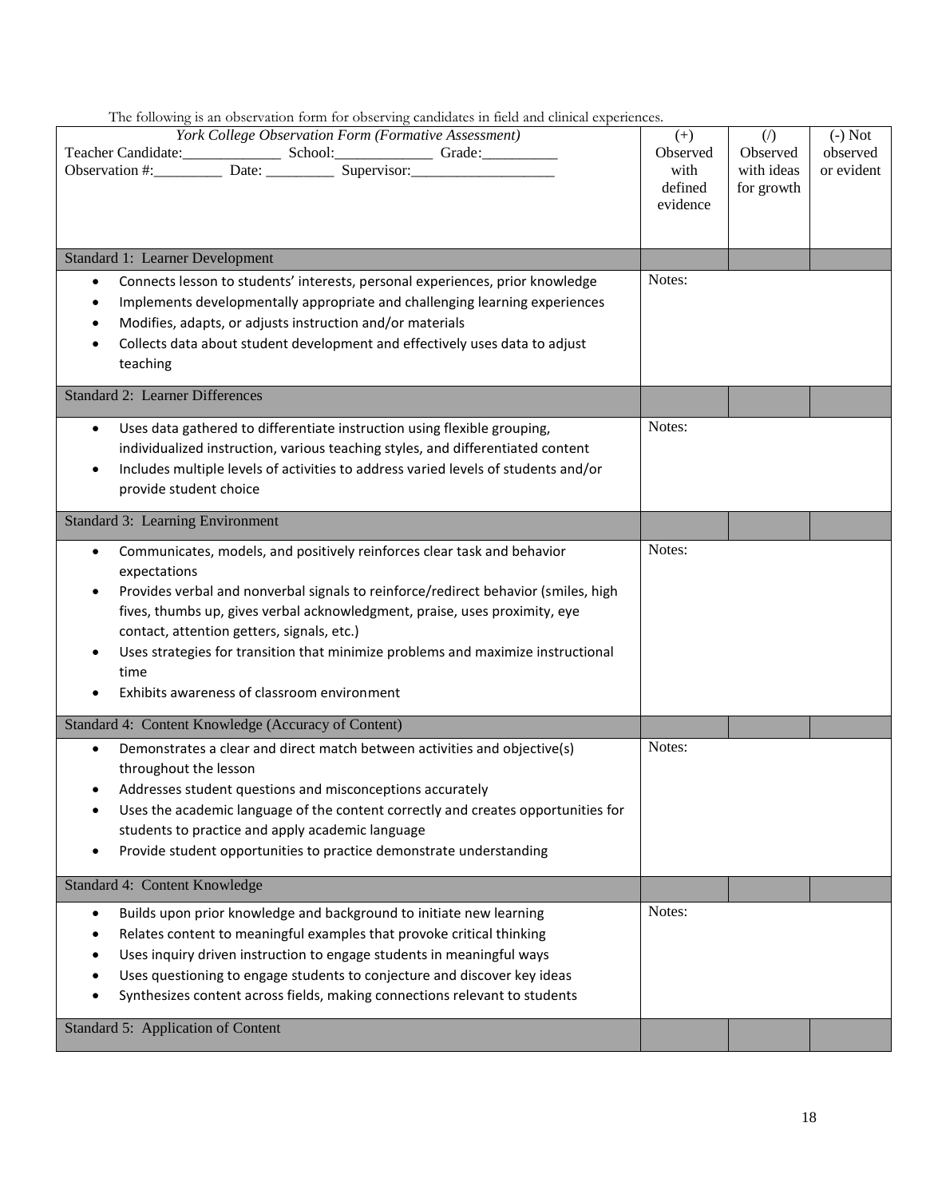The following is an observation form for observing candidates in field and clinical experiences.

| *York College Observation Form (Formative Assessment)*<br>Teacher Candidate:_____________ School:_____________ Grade:__________<br>Observation #:_________ Date: _________ Supervisor:___________________ | (+) Observed with defined evidence | (/) Observed with ideas for growth | (-) Not observed or evident |
|---|---|---|---|
| Standard 1: Learner Development | | | |
| • Connects lesson to students' interests, personal experiences, prior knowledge<br>• Implements developmentally appropriate and challenging learning experiences<br>• Modifies, adapts, or adjusts instruction and/or materials<br>• Collects data about student development and effectively uses data to adjust teaching | Notes: | | |
| Standard 2: Learner Differences | | | |
| • Uses data gathered to differentiate instruction using flexible grouping, individualized instruction, various teaching styles, and differentiated content<br>• Includes multiple levels of activities to address varied levels of students and/or provide student choice | Notes: | | |
| Standard 3: Learning Environment | | | |
| • Communicates, models, and positively reinforces clear task and behavior expectations<br>• Provides verbal and nonverbal signals to reinforce/redirect behavior (smiles, high fives, thumbs up, gives verbal acknowledgment, praise, uses proximity, eye contact, attention getters, signals, etc.)<br>• Uses strategies for transition that minimize problems and maximize instructional time<br>• Exhibits awareness of classroom environment | Notes: | | |
| Standard 4: Content Knowledge (Accuracy of Content) | | | |
| • Demonstrates a clear and direct match between activities and objective(s) throughout the lesson<br>• Addresses student questions and misconceptions accurately<br>• Uses the academic language of the content correctly and creates opportunities for students to practice and apply academic language<br>• Provide student opportunities to practice demonstrate understanding | Notes: | | |
| Standard 4: Content Knowledge | | | |
| • Builds upon prior knowledge and background to initiate new learning<br>• Relates content to meaningful examples that provoke critical thinking<br>• Uses inquiry driven instruction to engage students in meaningful ways<br>• Uses questioning to engage students to conjecture and discover key ideas<br>• Synthesizes content across fields, making connections relevant to students | Notes: | | |
| Standard 5: Application of Content | | | |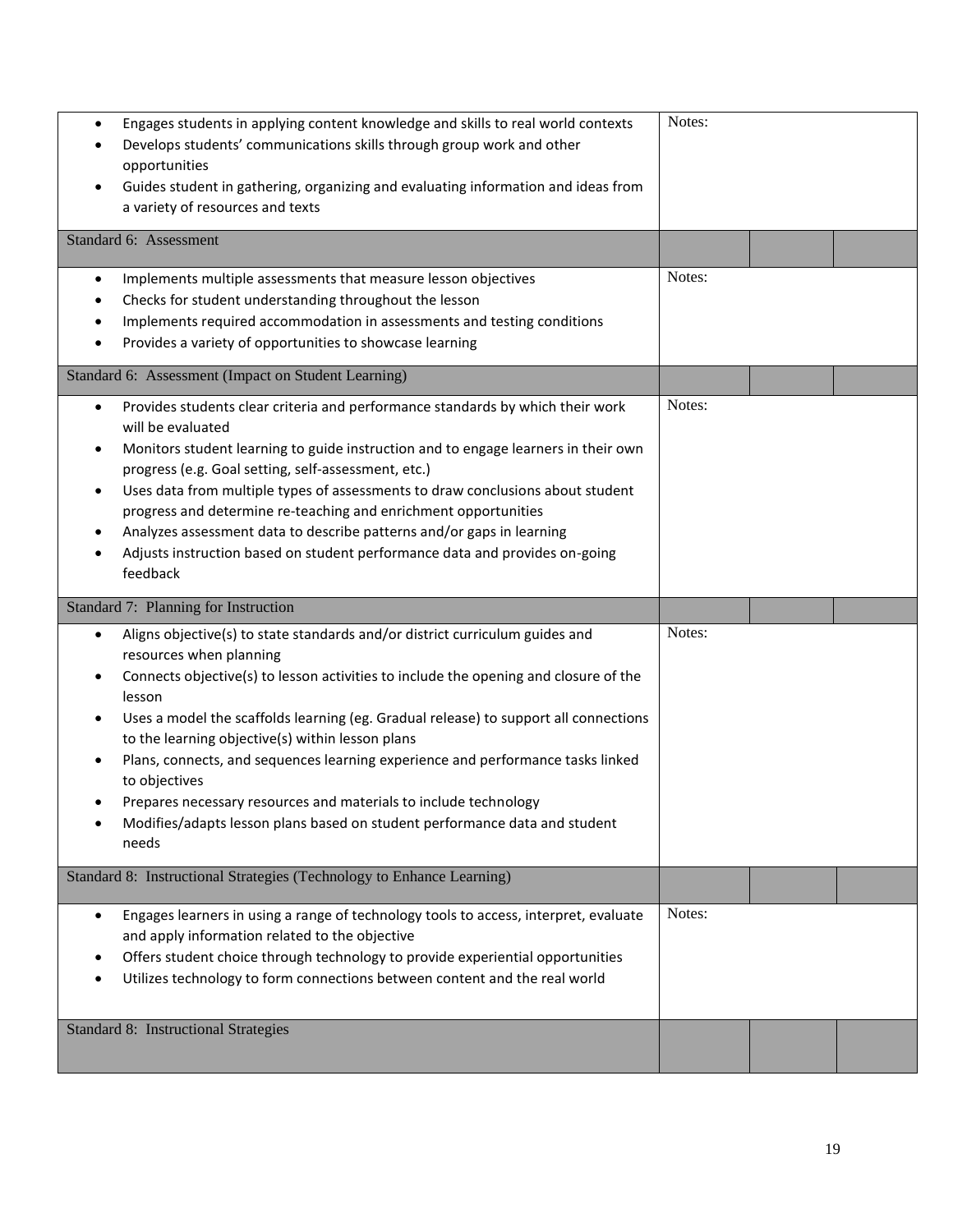| | | | |
|---|---|---|---|
| • Engages students in applying content knowledge and skills to real world contexts<br>• Develops students' communications skills through group work and other opportunities<br>• Guides student in gathering, organizing and evaluating information and ideas from a variety of resources and texts | Notes: | | |
| Standard 6: Assessment | | | |
| • Implements multiple assessments that measure lesson objectives<br>• Checks for student understanding throughout the lesson<br>• Implements required accommodation in assessments and testing conditions<br>• Provides a variety of opportunities to showcase learning | Notes: | | |
| Standard 6: Assessment (Impact on Student Learning) | | | |
| • Provides students clear criteria and performance standards by which their work will be evaluated<br>• Monitors student learning to guide instruction and to engage learners in their own progress (e.g. Goal setting, self-assessment, etc.)<br>• Uses data from multiple types of assessments to draw conclusions about student progress and determine re-teaching and enrichment opportunities<br>• Analyzes assessment data to describe patterns and/or gaps in learning<br>• Adjusts instruction based on student performance data and provides on-going feedback | Notes: | | |
| Standard 7: Planning for Instruction | | | |
| • Aligns objective(s) to state standards and/or district curriculum guides and resources when planning<br>• Connects objective(s) to lesson activities to include the opening and closure of the lesson<br>• Uses a model the scaffolds learning (eg. Gradual release) to support all connections to the learning objective(s) within lesson plans<br>• Plans, connects, and sequences learning experience and performance tasks linked to objectives<br>• Prepares necessary resources and materials to include technology<br>• Modifies/adapts lesson plans based on student performance data and student needs | Notes: | | |
| Standard 8: Instructional Strategies (Technology to Enhance Learning) | | | |
| • Engages learners in using a range of technology tools to access, interpret, evaluate and apply information related to the objective<br>• Offers student choice through technology to provide experiential opportunities<br>• Utilizes technology to form connections between content and the real world | Notes: | | |
| Standard 8: Instructional Strategies | | | |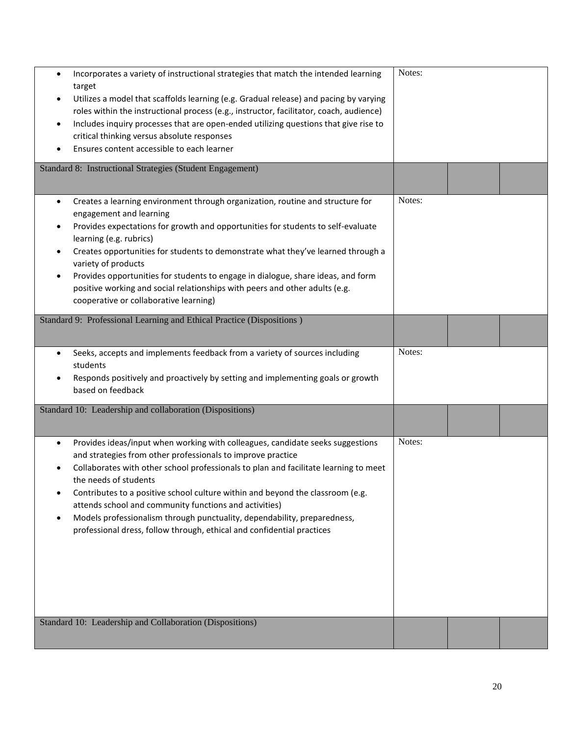| | | | |
|---|---|---|---|
| • Incorporates a variety of instructional strategies that match the intended learning target<br>• Utilizes a model that scaffolds learning (e.g. Gradual release) and pacing by varying roles within the instructional process (e.g., instructor, facilitator, coach, audience)<br>• Includes inquiry processes that are open-ended utilizing questions that give rise to critical thinking versus absolute responses<br>• Ensures content accessible to each learner | Notes: | | |
| Standard 8: Instructional Strategies (Student Engagement) | | | |
| • Creates a learning environment through organization, routine and structure for engagement and learning<br>• Provides expectations for growth and opportunities for students to self-evaluate learning (e.g. rubrics)<br>• Creates opportunities for students to demonstrate what they've learned through a variety of products<br>• Provides opportunities for students to engage in dialogue, share ideas, and form positive working and social relationships with peers and other adults (e.g. cooperative or collaborative learning) | Notes: | | |
| Standard 9: Professional Learning and Ethical Practice (Dispositions ) | | | |
| • Seeks, accepts and implements feedback from a variety of sources including students<br>• Responds positively and proactively by setting and implementing goals or growth based on feedback | Notes: | | |
| Standard 10: Leadership and collaboration (Dispositions) | | | |
| • Provides ideas/input when working with colleagues, candidate seeks suggestions and strategies from other professionals to improve practice<br>• Collaborates with other school professionals to plan and facilitate learning to meet the needs of students<br>• Contributes to a positive school culture within and beyond the classroom (e.g. attends school and community functions and activities)<br>• Models professionalism through punctuality, dependability, preparedness, professional dress, follow through, ethical and confidential practices | Notes: | | |
| Standard 10: Leadership and Collaboration (Dispositions) | | | |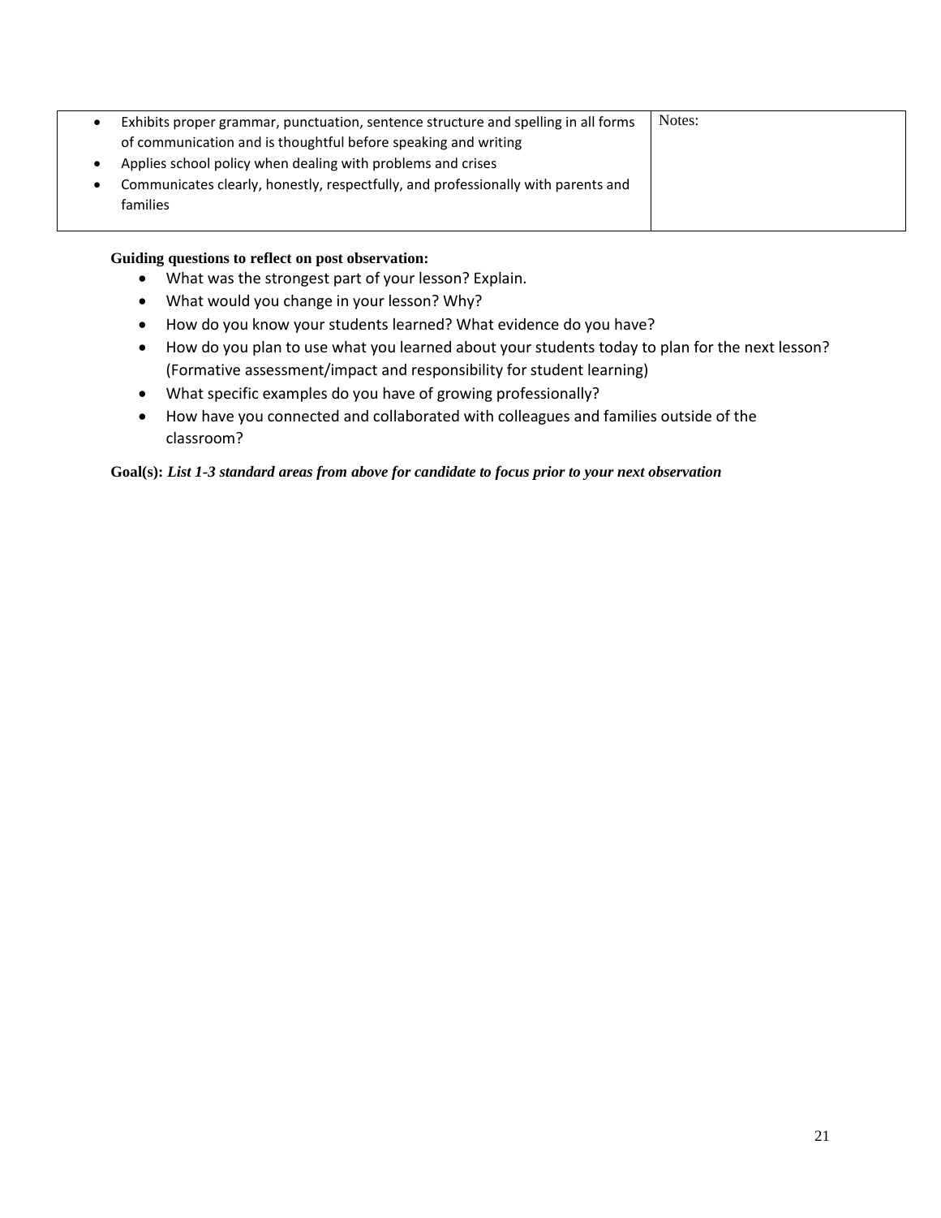| | |
|---|---|
| • Exhibits proper grammar, punctuation, sentence structure and spelling in all forms of communication and is thoughtful before speaking and writing<br>• Applies school policy when dealing with problems and crises<br>• Communicates clearly, honestly, respectfully, and professionally with parents and families | Notes: |

**Guiding questions to reflect on post observation:**

- What was the strongest part of your lesson? Explain.
- What would you change in your lesson? Why?
- How do you know your students learned? What evidence do you have?
- How do you plan to use what you learned about your students today to plan for the next lesson? (Formative assessment/impact and responsibility for student learning)
- What specific examples do you have of growing professionally?
- How have you connected and collaborated with colleagues and families outside of the classroom?

**Goal(s):** ***List 1-3 standard areas from above for candidate to focus prior to your next observation***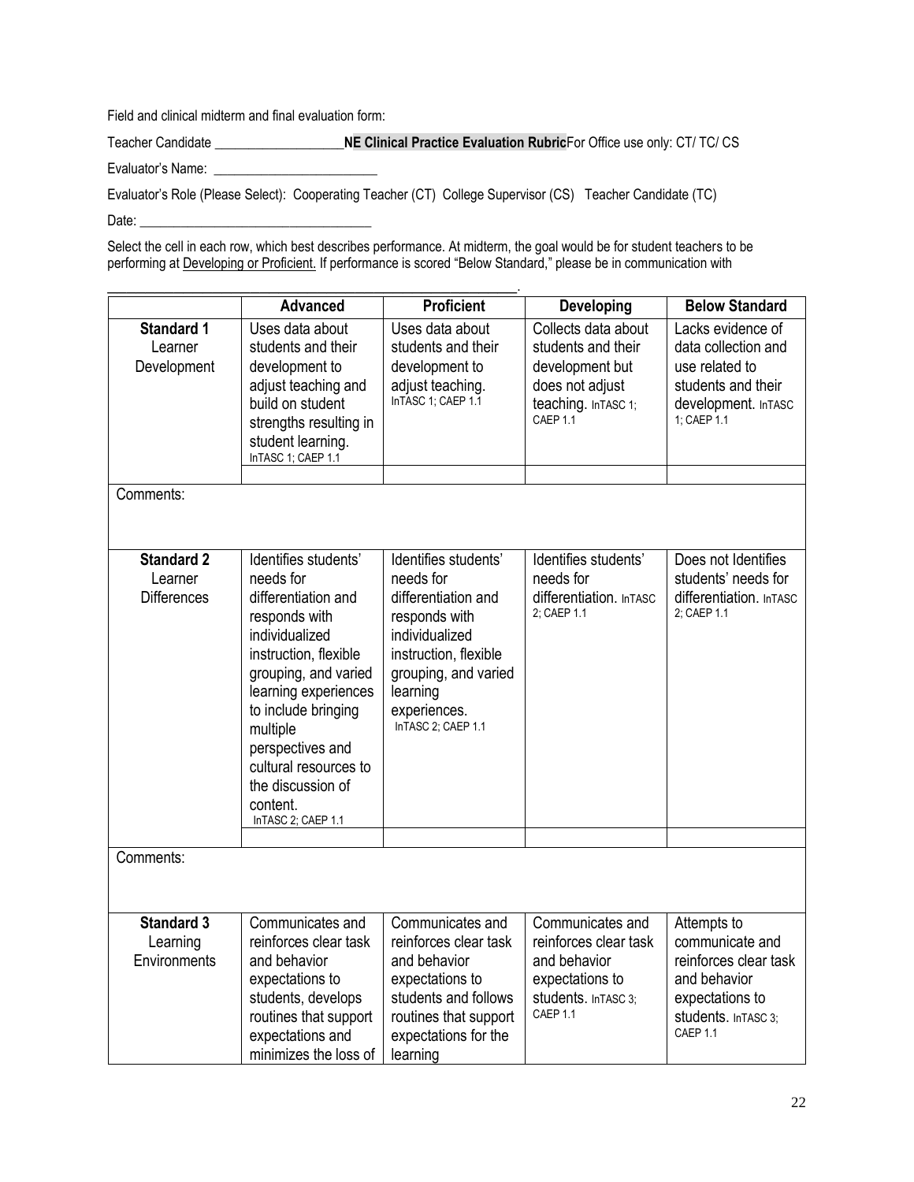Field and clinical midterm and final evaluation form:

Teacher Candidate ___________________ **NE Clinical Practice Evaluation Rubric** For Office use only: CT/ TC/ CS

Evaluator's Name: ________________________

Evaluator's Role (Please Select): Cooperating Teacher (CT) College Supervisor (CS) Teacher Candidate (TC)

Date: __________________________________

Select the cell in each row, which best describes performance. At midterm, the goal would be for student teachers to be performing at Developing or Proficient. If performance is scored "Below Standard," please be in communication with ______________________________________________________.

| | Advanced | Proficient | Developing | Below Standard |
|---|---|---|---|---|
| **Standard 1** Learner Development | Uses data about students and their development to adjust teaching and build on student strengths resulting in student learning. InTASC 1; CAEP 1.1 | Uses data about students and their development to adjust teaching. InTASC 1; CAEP 1.1 | Collects data about students and their development but does not adjust teaching. InTASC 1; CAEP 1.1 | Lacks evidence of data collection and use related to students and their development. InTASC 1; CAEP 1.1 |
| | | | | |
| Comments: | | | | |
| **Standard 2** Learner Differences | Identifies students' needs for differentiation and responds with individualized instruction, flexible grouping, and varied learning experiences to include bringing multiple perspectives and cultural resources to the discussion of content. InTASC 2; CAEP 1.1 | Identifies students' needs for differentiation and responds with individualized instruction, flexible grouping, and varied learning experiences. InTASC 2; CAEP 1.1 | Identifies students' needs for differentiation. InTASC 2; CAEP 1.1 | Does not Identifies students' needs for differentiation. InTASC 2; CAEP 1.1 |
| | | | | |
| Comments: | | | | |
| **Standard 3** Learning Environments | Communicates and reinforces clear task and behavior expectations to students, develops routines that support expectations and minimizes the loss of | Communicates and reinforces clear task and behavior expectations to students and follows routines that support expectations for the learning | Communicates and reinforces clear task and behavior expectations to students. InTASC 3; CAEP 1.1 | Attempts to communicate and reinforces clear task and behavior expectations to students. InTASC 3; CAEP 1.1 |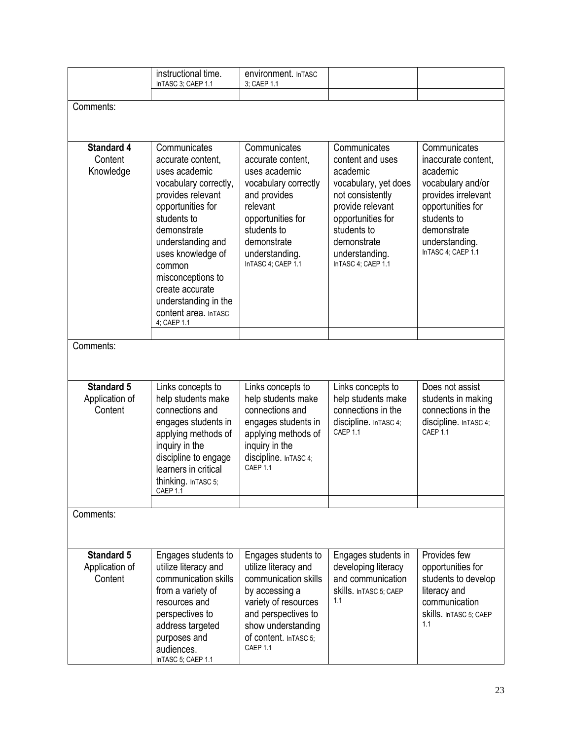| | | | | |
|---|---|---|---|---|
| | instructional time. InTASC 3; CAEP 1.1 | environment. InTASC 3; CAEP 1.1 | | |
| | | | | |

Comments:

| | | | | |
|---|---|---|---|---|
| **Standard 4** Content Knowledge | Communicates accurate content, uses academic vocabulary correctly, provides relevant opportunities for students to demonstrate understanding and uses knowledge of common misconceptions to create accurate understanding in the content area. InTASC 4; CAEP 1.1 | Communicates accurate content, uses academic vocabulary correctly and provides relevant opportunities for students to demonstrate understanding. InTASC 4; CAEP 1.1 | Communicates content and uses academic vocabulary, yet does not consistently provide relevant opportunities for students to demonstrate understanding. InTASC 4; CAEP 1.1 | Communicates inaccurate content, academic vocabulary and/or provides irrelevant opportunities for students to demonstrate understanding. InTASC 4; CAEP 1.1 |
| | | | | |

Comments:

| | | | | |
|---|---|---|---|---|
| **Standard 5** Application of Content | Links concepts to help students make connections and engages students in applying methods of inquiry in the discipline to engage learners in critical thinking. InTASC 5; CAEP 1.1 | Links concepts to help students make connections and engages students in applying methods of inquiry in the discipline. InTASC 4; CAEP 1.1 | Links concepts to help students make connections in the discipline. InTASC 4; CAEP 1.1 | Does not assist students in making connections in the discipline. InTASC 4; CAEP 1.1 |
| | | | | |

Comments:

| | | | | |
|---|---|---|---|---|
| **Standard 5** Application of Content | Engages students to utilize literacy and communication skills from a variety of resources and perspectives to address targeted purposes and audiences. InTASC 5; CAEP 1.1 | Engages students to utilize literacy and communication skills by accessing a variety of resources and perspectives to show understanding of content. InTASC 5; CAEP 1.1 | Engages students in developing literacy and communication skills. InTASC 5; CAEP 1.1 | Provides few opportunities for students to develop literacy and communication skills. InTASC 5; CAEP 1.1 |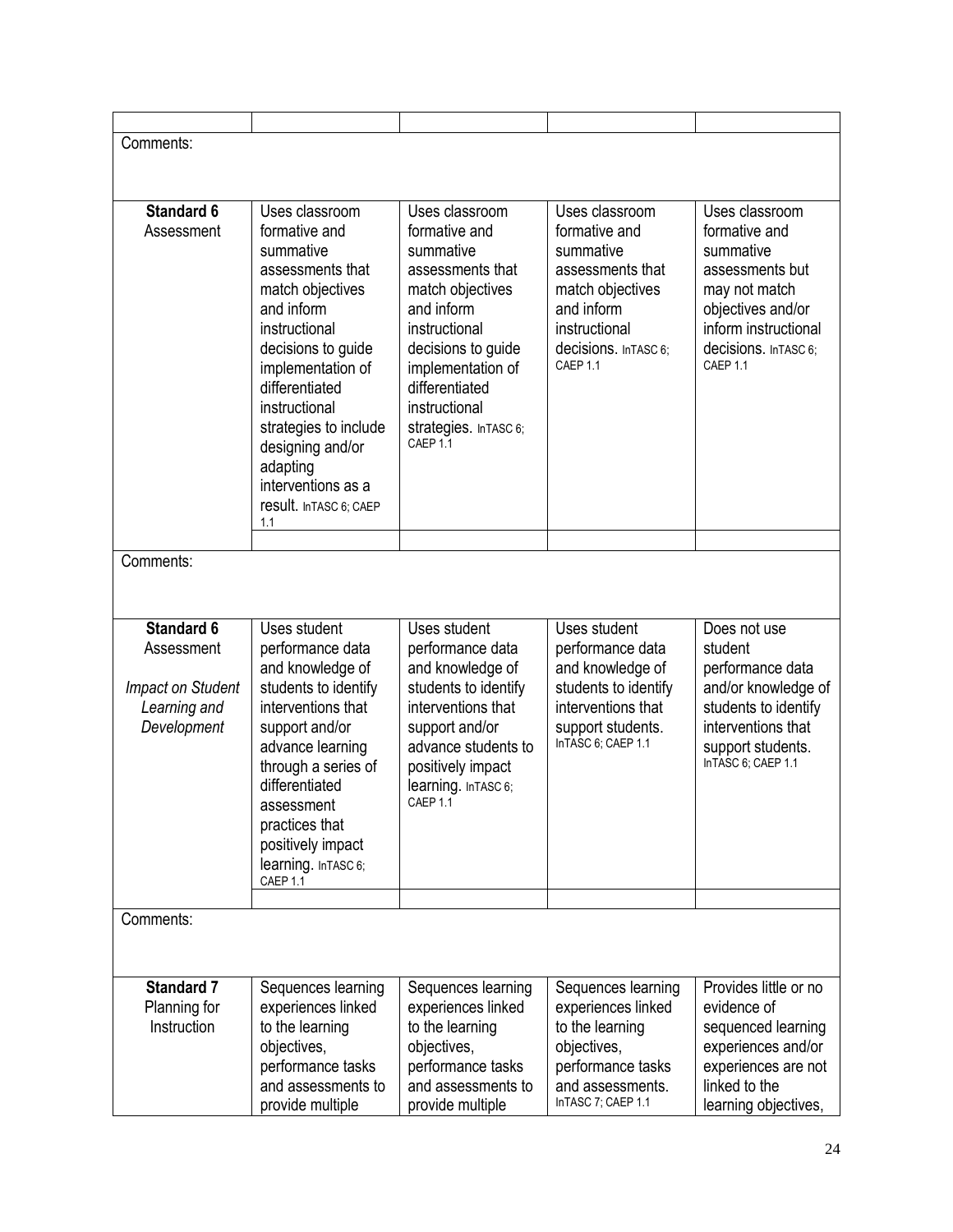| | | | | |
|---|---|---|---|---|
| | | | | |
| Comments: | | | | |
| **Standard 6** Assessment | Uses classroom formative and summative assessments that match objectives and inform instructional decisions to guide implementation of differentiated instructional strategies to include designing and/or adapting interventions as a result. InTASC 6; CAEP 1.1 | Uses classroom formative and summative assessments that match objectives and inform instructional decisions to guide implementation of differentiated instructional strategies. InTASC 6; CAEP 1.1 | Uses classroom formative and summative assessments that match objectives and inform instructional decisions. InTASC 6; CAEP 1.1 | Uses classroom formative and summative assessments but may not match objectives and/or inform instructional decisions. InTASC 6; CAEP 1.1 |
| | | | | |
| Comments: | | | | |
| **Standard 6** Assessment *Impact on Student Learning and Development* | Uses student performance data and knowledge of students to identify interventions that support and/or advance learning through a series of differentiated assessment practices that positively impact learning. InTASC 6; CAEP 1.1 | Uses student performance data and knowledge of students to identify interventions that support and/or advance students to positively impact learning. InTASC 6; CAEP 1.1 | Uses student performance data and knowledge of students to identify interventions that support students. InTASC 6; CAEP 1.1 | Does not use student performance data and/or knowledge of students to identify interventions that support students. InTASC 6; CAEP 1.1 |
| | | | | |
| Comments: | | | | |
| **Standard 7** Planning for Instruction | Sequences learning experiences linked to the learning objectives, performance tasks and assessments to provide multiple | Sequences learning experiences linked to the learning objectives, performance tasks and assessments to provide multiple | Sequences learning experiences linked to the learning objectives, performance tasks and assessments. InTASC 7; CAEP 1.1 | Provides little or no evidence of sequenced learning experiences and/or experiences are not linked to the learning objectives, |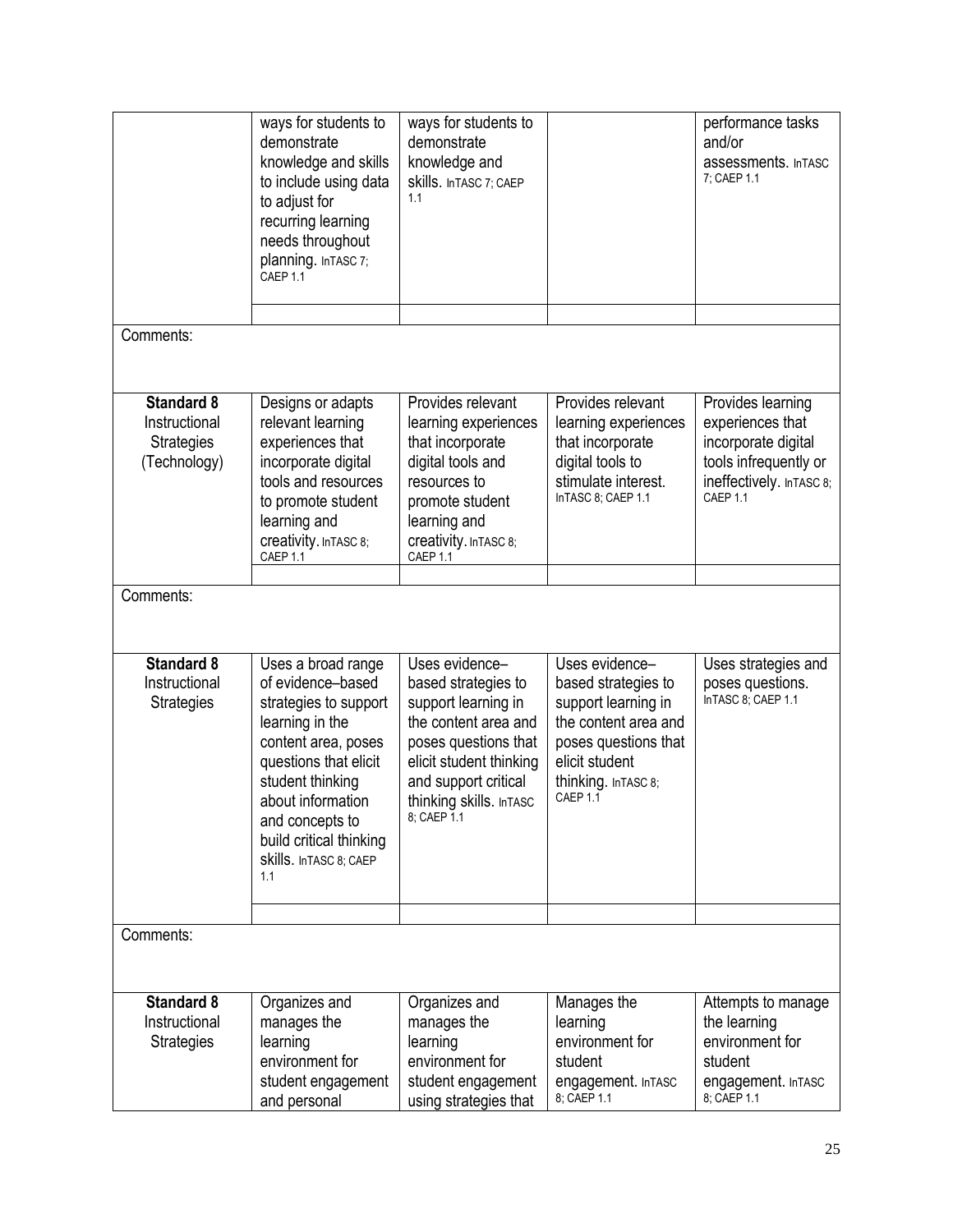| | | | | |
|---|---|---|---|---|
| | ways for students to demonstrate knowledge and skills to include using data to adjust for recurring learning needs throughout planning. InTASC 7; CAEP 1.1 | ways for students to demonstrate knowledge and skills. InTASC 7; CAEP 1.1 | | performance tasks and/or assessments. InTASC 7; CAEP 1.1 |
| | | | | |
| Comments: | | | | |
| **Standard 8** Instructional Strategies (Technology) | Designs or adapts relevant learning experiences that incorporate digital tools and resources to promote student learning and creativity. InTASC 8; CAEP 1.1 | Provides relevant learning experiences that incorporate digital tools and resources to promote student learning and creativity. InTASC 8; CAEP 1.1 | Provides relevant learning experiences that incorporate digital tools to stimulate interest. InTASC 8; CAEP 1.1 | Provides learning experiences that incorporate digital tools infrequently or ineffectively. InTASC 8; CAEP 1.1 |
| | | | | |
| Comments: | | | | |
| **Standard 8** Instructional Strategies | Uses a broad range of evidence–based strategies to support learning in the content area, poses questions that elicit student thinking about information and concepts to build critical thinking skills. InTASC 8; CAEP 1.1 | Uses evidence–based strategies to support learning in the content area and poses questions that elicit student thinking and support critical thinking skills. InTASC 8; CAEP 1.1 | Uses evidence–based strategies to support learning in the content area and poses questions that elicit student thinking. InTASC 8; CAEP 1.1 | Uses strategies and poses questions. InTASC 8; CAEP 1.1 |
| | | | | |
| Comments: | | | | |
| **Standard 8** Instructional Strategies | Organizes and manages the learning environment for student engagement and personal | Organizes and manages the learning environment for student engagement using strategies that | Manages the learning environment for student engagement. InTASC 8; CAEP 1.1 | Attempts to manage the learning environment for student engagement. InTASC 8; CAEP 1.1 |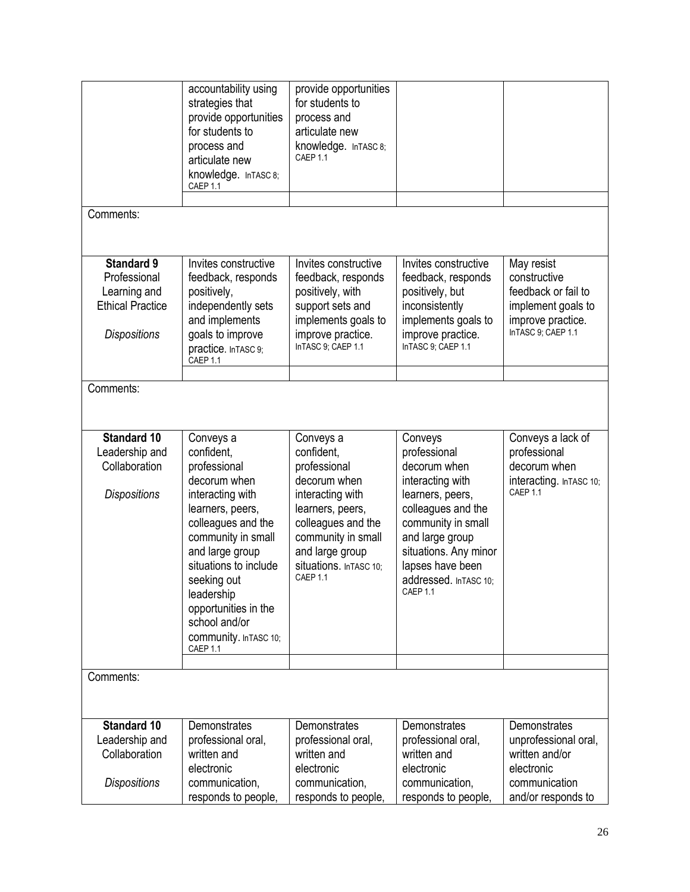| | | | | |
|---|---|---|---|---|
| | accountability using strategies that provide opportunities for students to process and articulate new knowledge. InTASC 8; CAEP 1.1 | provide opportunities for students to process and articulate new knowledge. InTASC 8; CAEP 1.1 | | |
| | | | | |
| Comments: | | | | |
| **Standard 9** Professional Learning and Ethical Practice *Dispositions* | Invites constructive feedback, responds positively, independently sets and implements goals to improve practice. InTASC 9; CAEP 1.1 | Invites constructive feedback, responds positively, with support sets and implements goals to improve practice. InTASC 9; CAEP 1.1 | Invites constructive feedback, responds positively, but inconsistently implements goals to improve practice. InTASC 9; CAEP 1.1 | May resist constructive feedback or fail to implement goals to improve practice. InTASC 9; CAEP 1.1 |
| | | | | |
| Comments: | | | | |
| **Standard 10** Leadership and Collaboration *Dispositions* | Conveys a confident, professional decorum when interacting with learners, peers, colleagues and the community in small and large group situations to include seeking out leadership opportunities in the school and/or community. InTASC 10; CAEP 1.1 | Conveys a confident, professional decorum when interacting with learners, peers, colleagues and the community in small and large group situations. InTASC 10; CAEP 1.1 | Conveys professional decorum when interacting with learners, peers, colleagues and the community in small and large group situations. Any minor lapses have been addressed. InTASC 10; CAEP 1.1 | Conveys a lack of professional decorum when interacting. InTASC 10; CAEP 1.1 |
| | | | | |
| Comments: | | | | |
| **Standard 10** Leadership and Collaboration *Dispositions* | Demonstrates professional oral, written and electronic communication, responds to people, | Demonstrates professional oral, written and electronic communication, responds to people, | Demonstrates professional oral, written and electronic communication, responds to people, | Demonstrates unprofessional oral, written and/or electronic communication and/or responds to |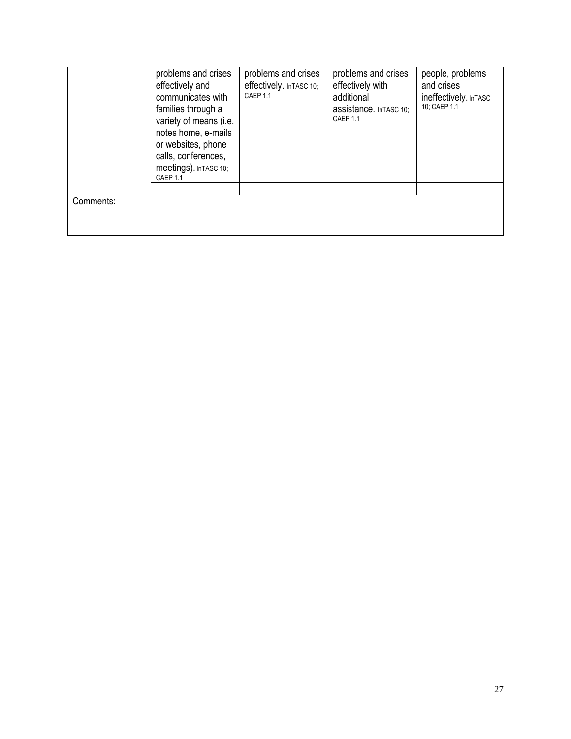| | | | | |
|---|---|---|---|---|
| | problems and crises effectively and communicates with families through a variety of means (i.e. notes home, e-mails or websites, phone calls, conferences, meetings). InTASC 10; CAEP 1.1 | problems and crises effectively. InTASC 10; CAEP 1.1 | problems and crises effectively with additional assistance. InTASC 10; CAEP 1.1 | people, problems and crises ineffectively. InTASC 10; CAEP 1.1 |
| | | | | |
| Comments: | | | | |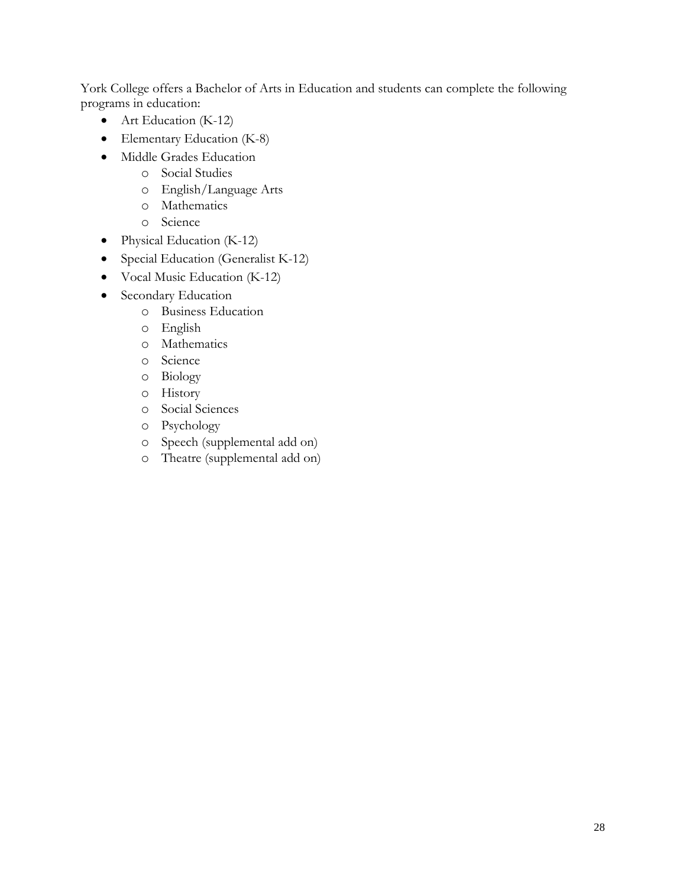York College offers a Bachelor of Arts in Education and students can complete the following programs in education:

- Art Education (K-12)
- Elementary Education (K-8)
- Middle Grades Education
  - Social Studies
  - English/Language Arts
  - Mathematics
  - Science
- Physical Education (K-12)
- Special Education (Generalist K-12)
- Vocal Music Education (K-12)
- Secondary Education
  - Business Education
  - English
  - Mathematics
  - Science
  - Biology
  - History
  - Social Sciences
  - Psychology
  - Speech (supplemental add on)
  - Theatre (supplemental add on)